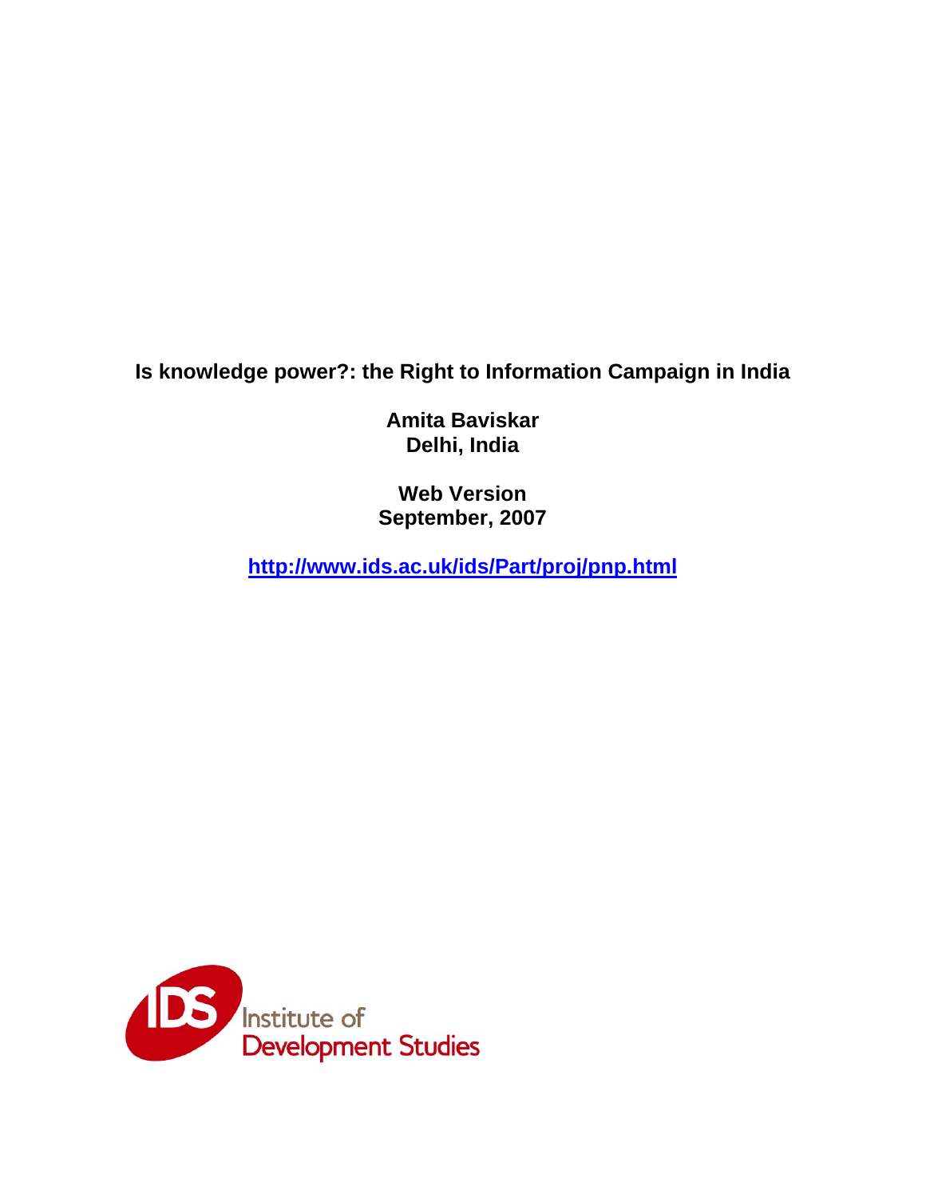# Is knowledge power?: the Right to Information Campaign in India

**Amita Baviskar**
**Delhi, India**

**Web Version**
**September, 2007**

**http://www.ids.ac.uk/ids/Part/proj/pnp.html**

IDS Institute of Development Studies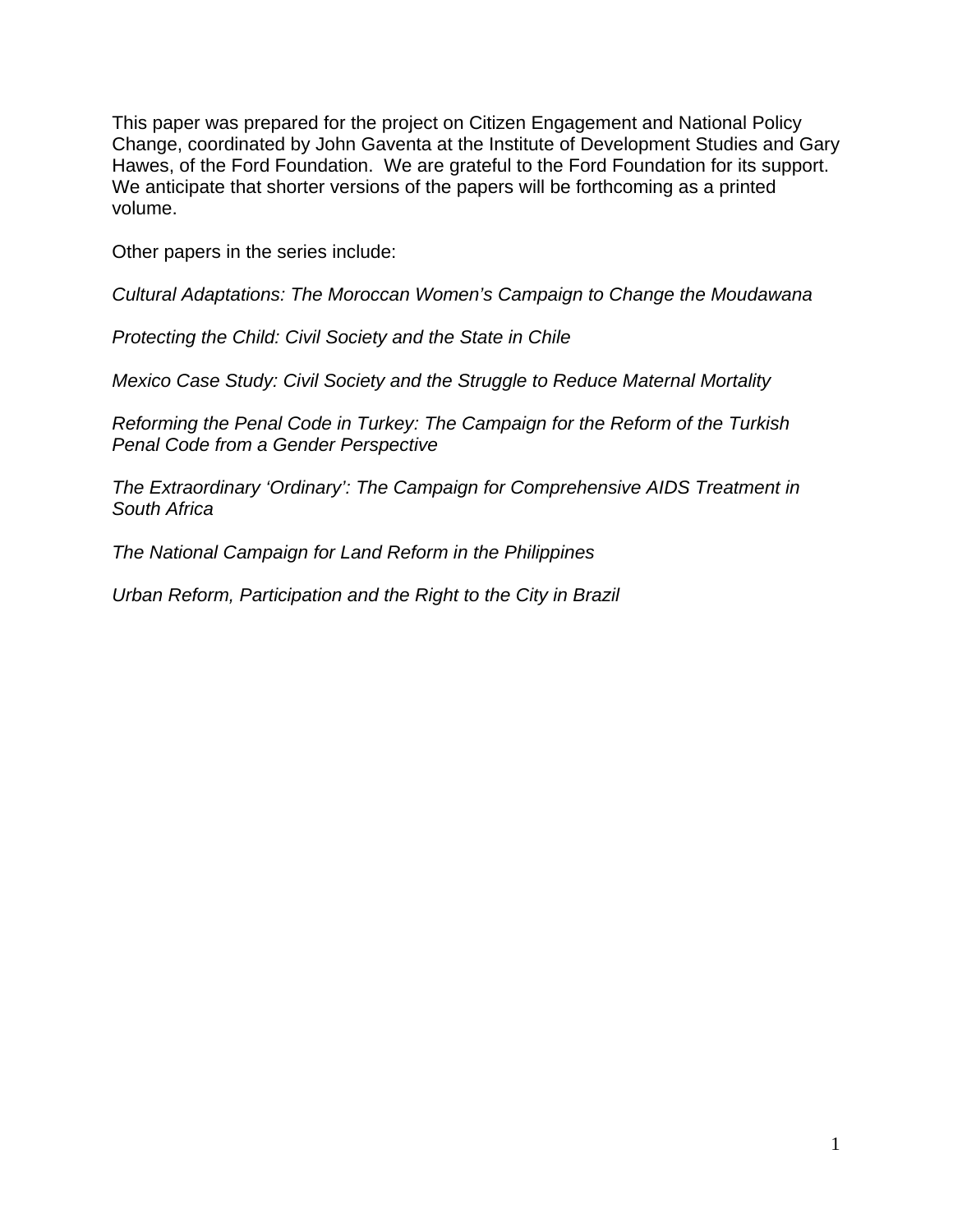This paper was prepared for the project on Citizen Engagement and National Policy Change, coordinated by John Gaventa at the Institute of Development Studies and Gary Hawes, of the Ford Foundation. We are grateful to the Ford Foundation for its support. We anticipate that shorter versions of the papers will be forthcoming as a printed volume.

Other papers in the series include:

*Cultural Adaptations: The Moroccan Women's Campaign to Change the Moudawana*

*Protecting the Child: Civil Society and the State in Chile*

*Mexico Case Study: Civil Society and the Struggle to Reduce Maternal Mortality*

*Reforming the Penal Code in Turkey: The Campaign for the Reform of the Turkish Penal Code from a Gender Perspective*

*The Extraordinary 'Ordinary': The Campaign for Comprehensive AIDS Treatment in South Africa*

*The National Campaign for Land Reform in the Philippines*

*Urban Reform, Participation and the Right to the City in Brazil*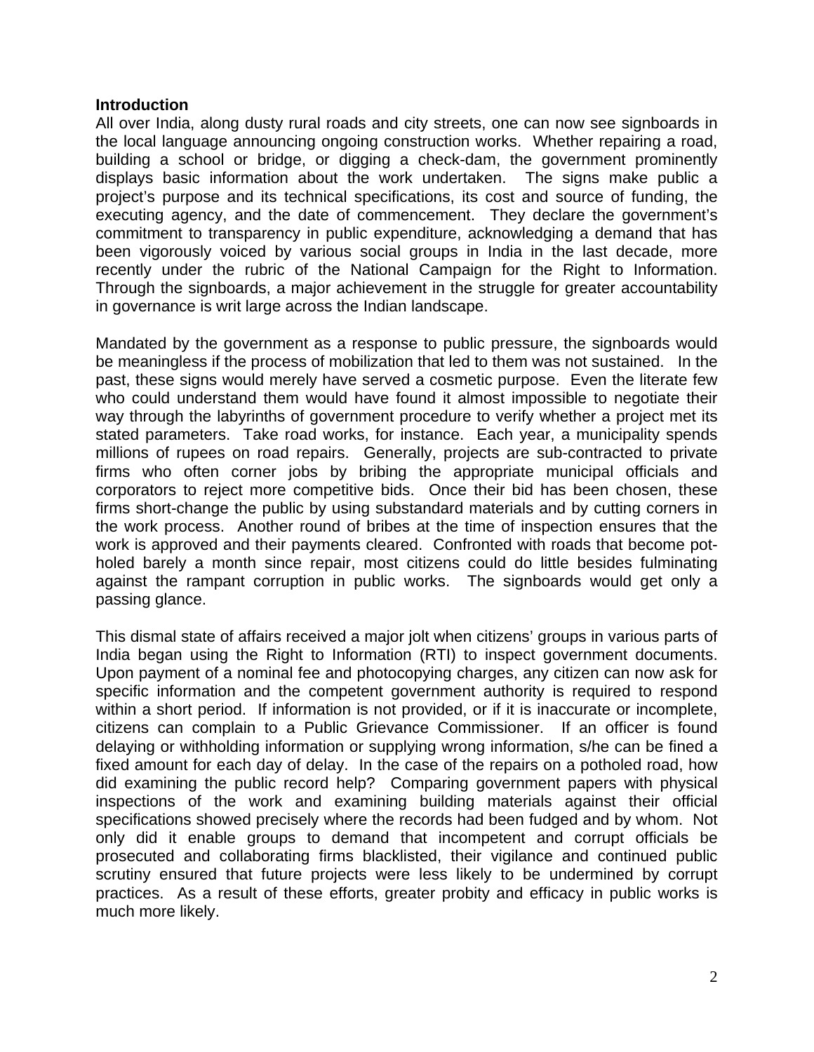**Introduction**

All over India, along dusty rural roads and city streets, one can now see signboards in the local language announcing ongoing construction works. Whether repairing a road, building a school or bridge, or digging a check-dam, the government prominently displays basic information about the work undertaken. The signs make public a project's purpose and its technical specifications, its cost and source of funding, the executing agency, and the date of commencement. They declare the government's commitment to transparency in public expenditure, acknowledging a demand that has been vigorously voiced by various social groups in India in the last decade, more recently under the rubric of the National Campaign for the Right to Information. Through the signboards, a major achievement in the struggle for greater accountability in governance is writ large across the Indian landscape.

Mandated by the government as a response to public pressure, the signboards would be meaningless if the process of mobilization that led to them was not sustained. In the past, these signs would merely have served a cosmetic purpose. Even the literate few who could understand them would have found it almost impossible to negotiate their way through the labyrinths of government procedure to verify whether a project met its stated parameters. Take road works, for instance. Each year, a municipality spends millions of rupees on road repairs. Generally, projects are sub-contracted to private firms who often corner jobs by bribing the appropriate municipal officials and corporators to reject more competitive bids. Once their bid has been chosen, these firms short-change the public by using substandard materials and by cutting corners in the work process. Another round of bribes at the time of inspection ensures that the work is approved and their payments cleared. Confronted with roads that become pot-holed barely a month since repair, most citizens could do little besides fulminating against the rampant corruption in public works. The signboards would get only a passing glance.

This dismal state of affairs received a major jolt when citizens' groups in various parts of India began using the Right to Information (RTI) to inspect government documents. Upon payment of a nominal fee and photocopying charges, any citizen can now ask for specific information and the competent government authority is required to respond within a short period. If information is not provided, or if it is inaccurate or incomplete, citizens can complain to a Public Grievance Commissioner. If an officer is found delaying or withholding information or supplying wrong information, s/he can be fined a fixed amount for each day of delay. In the case of the repairs on a potholed road, how did examining the public record help? Comparing government papers with physical inspections of the work and examining building materials against their official specifications showed precisely where the records had been fudged and by whom. Not only did it enable groups to demand that incompetent and corrupt officials be prosecuted and collaborating firms blacklisted, their vigilance and continued public scrutiny ensured that future projects were less likely to be undermined by corrupt practices. As a result of these efforts, greater probity and efficacy in public works is much more likely.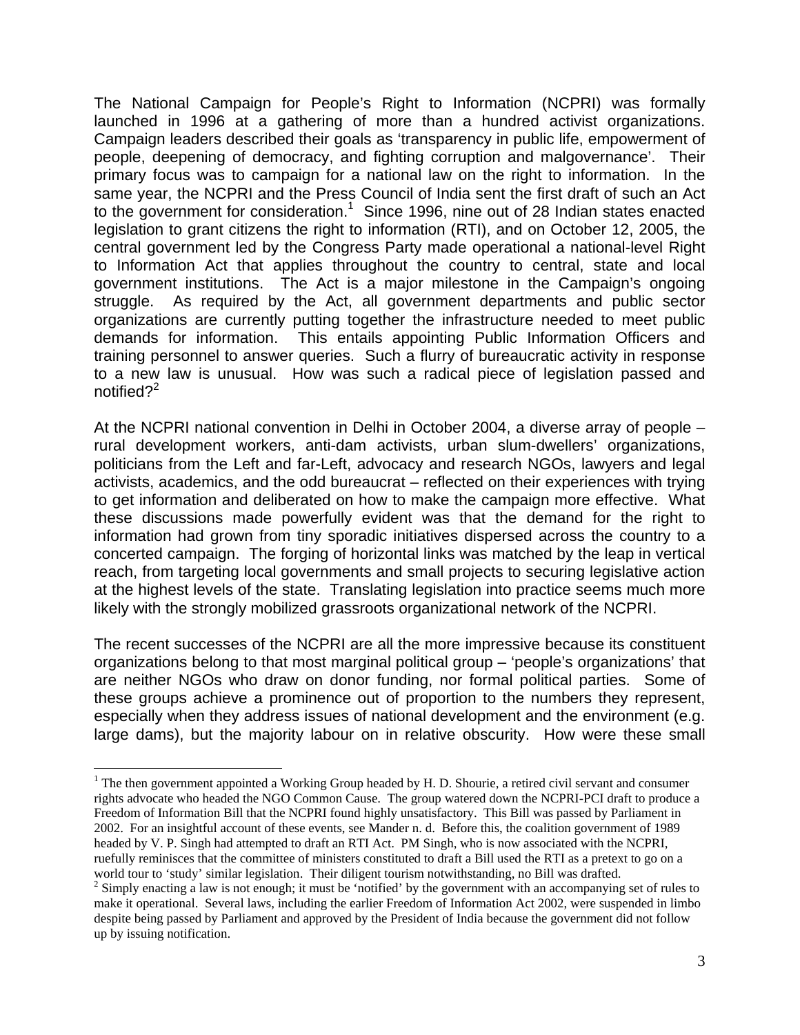The National Campaign for People's Right to Information (NCPRI) was formally launched in 1996 at a gathering of more than a hundred activist organizations. Campaign leaders described their goals as 'transparency in public life, empowerment of people, deepening of democracy, and fighting corruption and malgovernance'. Their primary focus was to campaign for a national law on the right to information. In the same year, the NCPRI and the Press Council of India sent the first draft of such an Act to the government for consideration.[1] Since 1996, nine out of 28 Indian states enacted legislation to grant citizens the right to information (RTI), and on October 12, 2005, the central government led by the Congress Party made operational a national-level Right to Information Act that applies throughout the country to central, state and local government institutions. The Act is a major milestone in the Campaign's ongoing struggle. As required by the Act, all government departments and public sector organizations are currently putting together the infrastructure needed to meet public demands for information. This entails appointing Public Information Officers and training personnel to answer queries. Such a flurry of bureaucratic activity in response to a new law is unusual. How was such a radical piece of legislation passed and notified?[2]

At the NCPRI national convention in Delhi in October 2004, a diverse array of people – rural development workers, anti-dam activists, urban slum-dwellers' organizations, politicians from the Left and far-Left, advocacy and research NGOs, lawyers and legal activists, academics, and the odd bureaucrat – reflected on their experiences with trying to get information and deliberated on how to make the campaign more effective. What these discussions made powerfully evident was that the demand for the right to information had grown from tiny sporadic initiatives dispersed across the country to a concerted campaign. The forging of horizontal links was matched by the leap in vertical reach, from targeting local governments and small projects to securing legislative action at the highest levels of the state. Translating legislation into practice seems much more likely with the strongly mobilized grassroots organizational network of the NCPRI.

The recent successes of the NCPRI are all the more impressive because its constituent organizations belong to that most marginal political group – 'people's organizations' that are neither NGOs who draw on donor funding, nor formal political parties. Some of these groups achieve a prominence out of proportion to the numbers they represent, especially when they address issues of national development and the environment (e.g. large dams), but the majority labour on in relative obscurity. How were these small

---

[1] The then government appointed a Working Group headed by H. D. Shourie, a retired civil servant and consumer rights advocate who headed the NGO Common Cause. The group watered down the NCPRI-PCI draft to produce a Freedom of Information Bill that the NCPRI found highly unsatisfactory. This Bill was passed by Parliament in 2002. For an insightful account of these events, see Mander n. d. Before this, the coalition government of 1989 headed by V. P. Singh had attempted to draft an RTI Act. PM Singh, who is now associated with the NCPRI, ruefully reminisces that the committee of ministers constituted to draft a Bill used the RTI as a pretext to go on a world tour to 'study' similar legislation. Their diligent tourism notwithstanding, no Bill was drafted.

[2] Simply enacting a law is not enough; it must be 'notified' by the government with an accompanying set of rules to make it operational. Several laws, including the earlier Freedom of Information Act 2002, were suspended in limbo despite being passed by Parliament and approved by the President of India because the government did not follow up by issuing notification.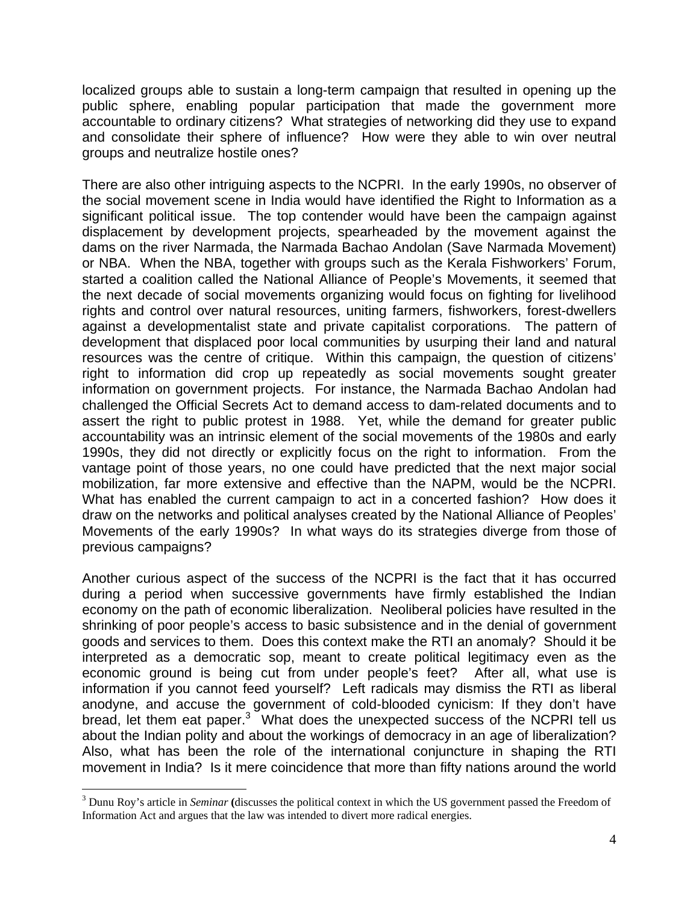localized groups able to sustain a long-term campaign that resulted in opening up the public sphere, enabling popular participation that made the government more accountable to ordinary citizens? What strategies of networking did they use to expand and consolidate their sphere of influence? How were they able to win over neutral groups and neutralize hostile ones?

There are also other intriguing aspects to the NCPRI. In the early 1990s, no observer of the social movement scene in India would have identified the Right to Information as a significant political issue. The top contender would have been the campaign against displacement by development projects, spearheaded by the movement against the dams on the river Narmada, the Narmada Bachao Andolan (Save Narmada Movement) or NBA. When the NBA, together with groups such as the Kerala Fishworkers' Forum, started a coalition called the National Alliance of People's Movements, it seemed that the next decade of social movements organizing would focus on fighting for livelihood rights and control over natural resources, uniting farmers, fishworkers, forest-dwellers against a developmentalist state and private capitalist corporations. The pattern of development that displaced poor local communities by usurping their land and natural resources was the centre of critique. Within this campaign, the question of citizens' right to information did crop up repeatedly as social movements sought greater information on government projects. For instance, the Narmada Bachao Andolan had challenged the Official Secrets Act to demand access to dam-related documents and to assert the right to public protest in 1988. Yet, while the demand for greater public accountability was an intrinsic element of the social movements of the 1980s and early 1990s, they did not directly or explicitly focus on the right to information. From the vantage point of those years, no one could have predicted that the next major social mobilization, far more extensive and effective than the NAPM, would be the NCPRI. What has enabled the current campaign to act in a concerted fashion? How does it draw on the networks and political analyses created by the National Alliance of Peoples' Movements of the early 1990s? In what ways do its strategies diverge from those of previous campaigns?

Another curious aspect of the success of the NCPRI is the fact that it has occurred during a period when successive governments have firmly established the Indian economy on the path of economic liberalization. Neoliberal policies have resulted in the shrinking of poor people's access to basic subsistence and in the denial of government goods and services to them. Does this context make the RTI an anomaly? Should it be interpreted as a democratic sop, meant to create political legitimacy even as the economic ground is being cut from under people's feet? After all, what use is information if you cannot feed yourself? Left radicals may dismiss the RTI as liberal anodyne, and accuse the government of cold-blooded cynicism: If they don't have bread, let them eat paper.[3] What does the unexpected success of the NCPRI tell us about the Indian polity and about the workings of democracy in an age of liberalization? Also, what has been the role of the international conjuncture in shaping the RTI movement in India? Is it mere coincidence that more than fifty nations around the world

[3] Dunu Roy's article in *Seminar* **(**discusses the political context in which the US government passed the Freedom of Information Act and argues that the law was intended to divert more radical energies.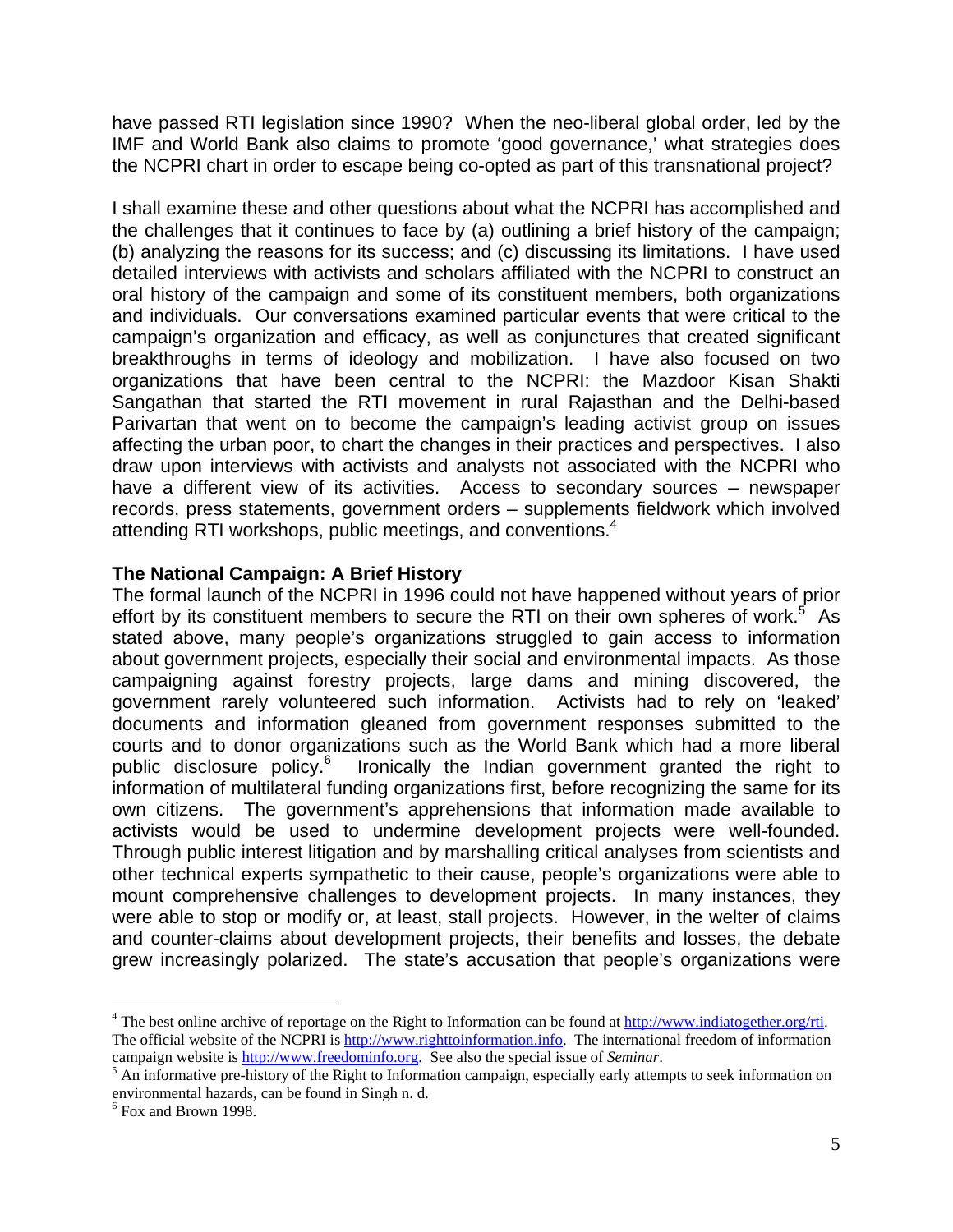have passed RTI legislation since 1990? When the neo-liberal global order, led by the IMF and World Bank also claims to promote 'good governance,' what strategies does the NCPRI chart in order to escape being co-opted as part of this transnational project?

I shall examine these and other questions about what the NCPRI has accomplished and the challenges that it continues to face by (a) outlining a brief history of the campaign; (b) analyzing the reasons for its success; and (c) discussing its limitations. I have used detailed interviews with activists and scholars affiliated with the NCPRI to construct an oral history of the campaign and some of its constituent members, both organizations and individuals. Our conversations examined particular events that were critical to the campaign's organization and efficacy, as well as conjunctures that created significant breakthroughs in terms of ideology and mobilization. I have also focused on two organizations that have been central to the NCPRI: the Mazdoor Kisan Shakti Sangathan that started the RTI movement in rural Rajasthan and the Delhi-based Parivartan that went on to become the campaign's leading activist group on issues affecting the urban poor, to chart the changes in their practices and perspectives. I also draw upon interviews with activists and analysts not associated with the NCPRI who have a different view of its activities. Access to secondary sources – newspaper records, press statements, government orders – supplements fieldwork which involved attending RTI workshops, public meetings, and conventions.[4]

**The National Campaign: A Brief History**

The formal launch of the NCPRI in 1996 could not have happened without years of prior effort by its constituent members to secure the RTI on their own spheres of work.[5] As stated above, many people's organizations struggled to gain access to information about government projects, especially their social and environmental impacts. As those campaigning against forestry projects, large dams and mining discovered, the government rarely volunteered such information. Activists had to rely on 'leaked' documents and information gleaned from government responses submitted to the courts and to donor organizations such as the World Bank which had a more liberal public disclosure policy.[6] Ironically the Indian government granted the right to information of multilateral funding organizations first, before recognizing the same for its own citizens. The government's apprehensions that information made available to activists would be used to undermine development projects were well-founded. Through public interest litigation and by marshalling critical analyses from scientists and other technical experts sympathetic to their cause, people's organizations were able to mount comprehensive challenges to development projects. In many instances, they were able to stop or modify or, at least, stall projects. However, in the welter of claims and counter-claims about development projects, their benefits and losses, the debate grew increasingly polarized. The state's accusation that people's organizations were

---

[4] The best online archive of reportage on the Right to Information can be found at http://www.indiatogether.org/rti. The official website of the NCPRI is http://www.righttoinformation.info. The international freedom of information campaign website is http://www.freedominfo.org. See also the special issue of *Seminar*.

[5] An informative pre-history of the Right to Information campaign, especially early attempts to seek information on environmental hazards, can be found in Singh n. d.

[6] Fox and Brown 1998.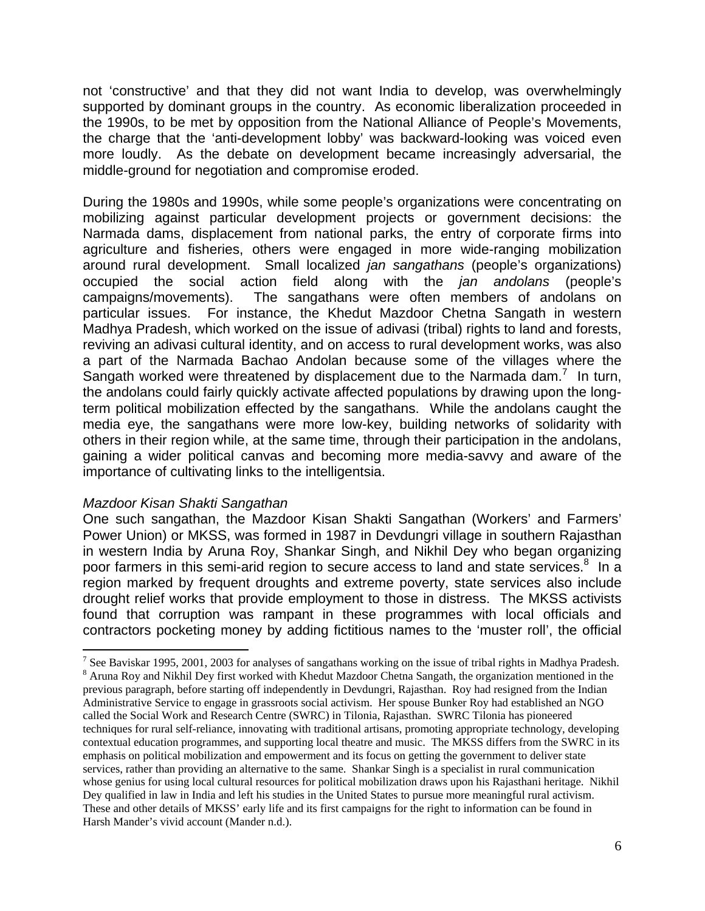not 'constructive' and that they did not want India to develop, was overwhelmingly supported by dominant groups in the country. As economic liberalization proceeded in the 1990s, to be met by opposition from the National Alliance of People's Movements, the charge that the 'anti-development lobby' was backward-looking was voiced even more loudly. As the debate on development became increasingly adversarial, the middle-ground for negotiation and compromise eroded.

During the 1980s and 1990s, while some people's organizations were concentrating on mobilizing against particular development projects or government decisions: the Narmada dams, displacement from national parks, the entry of corporate firms into agriculture and fisheries, others were engaged in more wide-ranging mobilization around rural development. Small localized *jan sangathans* (people's organizations) occupied the social action field along with the *jan andolans* (people's campaigns/movements). The sangathans were often members of andolans on particular issues. For instance, the Khedut Mazdoor Chetna Sangath in western Madhya Pradesh, which worked on the issue of adivasi (tribal) rights to land and forests, reviving an adivasi cultural identity, and on access to rural development works, was also a part of the Narmada Bachao Andolan because some of the villages where the Sangath worked were threatened by displacement due to the Narmada dam.[7] In turn, the andolans could fairly quickly activate affected populations by drawing upon the long-term political mobilization effected by the sangathans. While the andolans caught the media eye, the sangathans were more low-key, building networks of solidarity with others in their region while, at the same time, through their participation in the andolans, gaining a wider political canvas and becoming more media-savvy and aware of the importance of cultivating links to the intelligentsia.

*Mazdoor Kisan Shakti Sangathan*

One such sangathan, the Mazdoor Kisan Shakti Sangathan (Workers' and Farmers' Power Union) or MKSS, was formed in 1987 in Devdungri village in southern Rajasthan in western India by Aruna Roy, Shankar Singh, and Nikhil Dey who began organizing poor farmers in this semi-arid region to secure access to land and state services.[8] In a region marked by frequent droughts and extreme poverty, state services also include drought relief works that provide employment to those in distress. The MKSS activists found that corruption was rampant in these programmes with local officials and contractors pocketing money by adding fictitious names to the 'muster roll', the official

---

[7] See Baviskar 1995, 2001, 2003 for analyses of sangathans working on the issue of tribal rights in Madhya Pradesh.

[8] Aruna Roy and Nikhil Dey first worked with Khedut Mazdoor Chetna Sangath, the organization mentioned in the previous paragraph, before starting off independently in Devdungri, Rajasthan. Roy had resigned from the Indian Administrative Service to engage in grassroots social activism. Her spouse Bunker Roy had established an NGO called the Social Work and Research Centre (SWRC) in Tilonia, Rajasthan. SWRC Tilonia has pioneered techniques for rural self-reliance, innovating with traditional artisans, promoting appropriate technology, developing contextual education programmes, and supporting local theatre and music. The MKSS differs from the SWRC in its emphasis on political mobilization and empowerment and its focus on getting the government to deliver state services, rather than providing an alternative to the same. Shankar Singh is a specialist in rural communication whose genius for using local cultural resources for political mobilization draws upon his Rajasthani heritage. Nikhil Dey qualified in law in India and left his studies in the United States to pursue more meaningful rural activism. These and other details of MKSS' early life and its first campaigns for the right to information can be found in Harsh Mander's vivid account (Mander n.d.).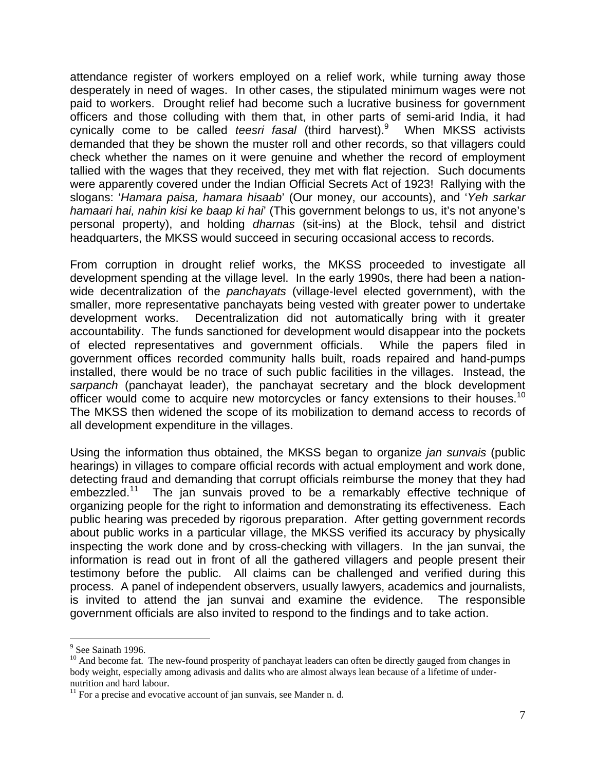attendance register of workers employed on a relief work, while turning away those desperately in need of wages. In other cases, the stipulated minimum wages were not paid to workers. Drought relief had become such a lucrative business for government officers and those colluding with them that, in other parts of semi-arid India, it had cynically come to be called *teesri fasal* (third harvest).[9] When MKSS activists demanded that they be shown the muster roll and other records, so that villagers could check whether the names on it were genuine and whether the record of employment tallied with the wages that they received, they met with flat rejection. Such documents were apparently covered under the Indian Official Secrets Act of 1923! Rallying with the slogans: '*Hamara paisa, hamara hisaab*' (Our money, our accounts), and '*Yeh sarkar hamaari hai, nahin kisi ke baap ki hai*' (This government belongs to us, it's not anyone's personal property), and holding *dharnas* (sit-ins) at the Block, tehsil and district headquarters, the MKSS would succeed in securing occasional access to records.

From corruption in drought relief works, the MKSS proceeded to investigate all development spending at the village level. In the early 1990s, there had been a nation-wide decentralization of the *panchayats* (village-level elected government), with the smaller, more representative panchayats being vested with greater power to undertake development works. Decentralization did not automatically bring with it greater accountability. The funds sanctioned for development would disappear into the pockets of elected representatives and government officials. While the papers filed in government offices recorded community halls built, roads repaired and hand-pumps installed, there would be no trace of such public facilities in the villages. Instead, the *sarpanch* (panchayat leader), the panchayat secretary and the block development officer would come to acquire new motorcycles or fancy extensions to their houses.[10] The MKSS then widened the scope of its mobilization to demand access to records of all development expenditure in the villages.

Using the information thus obtained, the MKSS began to organize *jan sunvais* (public hearings) in villages to compare official records with actual employment and work done, detecting fraud and demanding that corrupt officials reimburse the money that they had embezzled.[11] The jan sunvais proved to be a remarkably effective technique of organizing people for the right to information and demonstrating its effectiveness. Each public hearing was preceded by rigorous preparation. After getting government records about public works in a particular village, the MKSS verified its accuracy by physically inspecting the work done and by cross-checking with villagers. In the jan sunvai, the information is read out in front of all the gathered villagers and people present their testimony before the public. All claims can be challenged and verified during this process. A panel of independent observers, usually lawyers, academics and journalists, is invited to attend the jan sunvai and examine the evidence. The responsible government officials are also invited to respond to the findings and to take action.

---

[9] See Sainath 1996.

[10] And become fat. The new-found prosperity of panchayat leaders can often be directly gauged from changes in body weight, especially among adivasis and dalits who are almost always lean because of a lifetime of under-nutrition and hard labour.

[11] For a precise and evocative account of jan sunvais, see Mander n. d.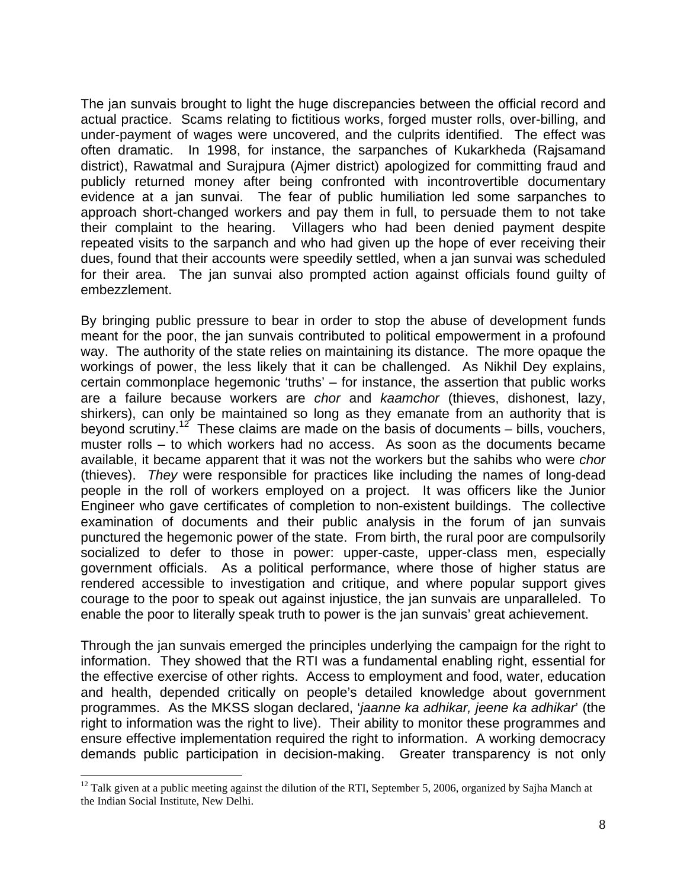The jan sunvais brought to light the huge discrepancies between the official record and actual practice. Scams relating to fictitious works, forged muster rolls, over-billing, and under-payment of wages were uncovered, and the culprits identified. The effect was often dramatic. In 1998, for instance, the sarpanches of Kukarkheda (Rajsamand district), Rawatmal and Surajpura (Ajmer district) apologized for committing fraud and publicly returned money after being confronted with incontrovertible documentary evidence at a jan sunvai. The fear of public humiliation led some sarpanches to approach short-changed workers and pay them in full, to persuade them to not take their complaint to the hearing. Villagers who had been denied payment despite repeated visits to the sarpanch and who had given up the hope of ever receiving their dues, found that their accounts were speedily settled, when a jan sunvai was scheduled for their area. The jan sunvai also prompted action against officials found guilty of embezzlement.

By bringing public pressure to bear in order to stop the abuse of development funds meant for the poor, the jan sunvais contributed to political empowerment in a profound way. The authority of the state relies on maintaining its distance. The more opaque the workings of power, the less likely that it can be challenged. As Nikhil Dey explains, certain commonplace hegemonic 'truths' – for instance, the assertion that public works are a failure because workers are *chor* and *kaamchor* (thieves, dishonest, lazy, shirkers), can only be maintained so long as they emanate from an authority that is beyond scrutiny.[12] These claims are made on the basis of documents – bills, vouchers, muster rolls – to which workers had no access. As soon as the documents became available, it became apparent that it was not the workers but the sahibs who were *chor* (thieves). *They* were responsible for practices like including the names of long-dead people in the roll of workers employed on a project. It was officers like the Junior Engineer who gave certificates of completion to non-existent buildings. The collective examination of documents and their public analysis in the forum of jan sunvais punctured the hegemonic power of the state. From birth, the rural poor are compulsorily socialized to defer to those in power: upper-caste, upper-class men, especially government officials. As a political performance, where those of higher status are rendered accessible to investigation and critique, and where popular support gives courage to the poor to speak out against injustice, the jan sunvais are unparalleled. To enable the poor to literally speak truth to power is the jan sunvais' great achievement.

Through the jan sunvais emerged the principles underlying the campaign for the right to information. They showed that the RTI was a fundamental enabling right, essential for the effective exercise of other rights. Access to employment and food, water, education and health, depended critically on people's detailed knowledge about government programmes. As the MKSS slogan declared, '*jaanne ka adhikar, jeene ka adhikar*' (the right to information was the right to live). Their ability to monitor these programmes and ensure effective implementation required the right to information. A working democracy demands public participation in decision-making. Greater transparency is not only

[12] Talk given at a public meeting against the dilution of the RTI, September 5, 2006, organized by Sajha Manch at the Indian Social Institute, New Delhi.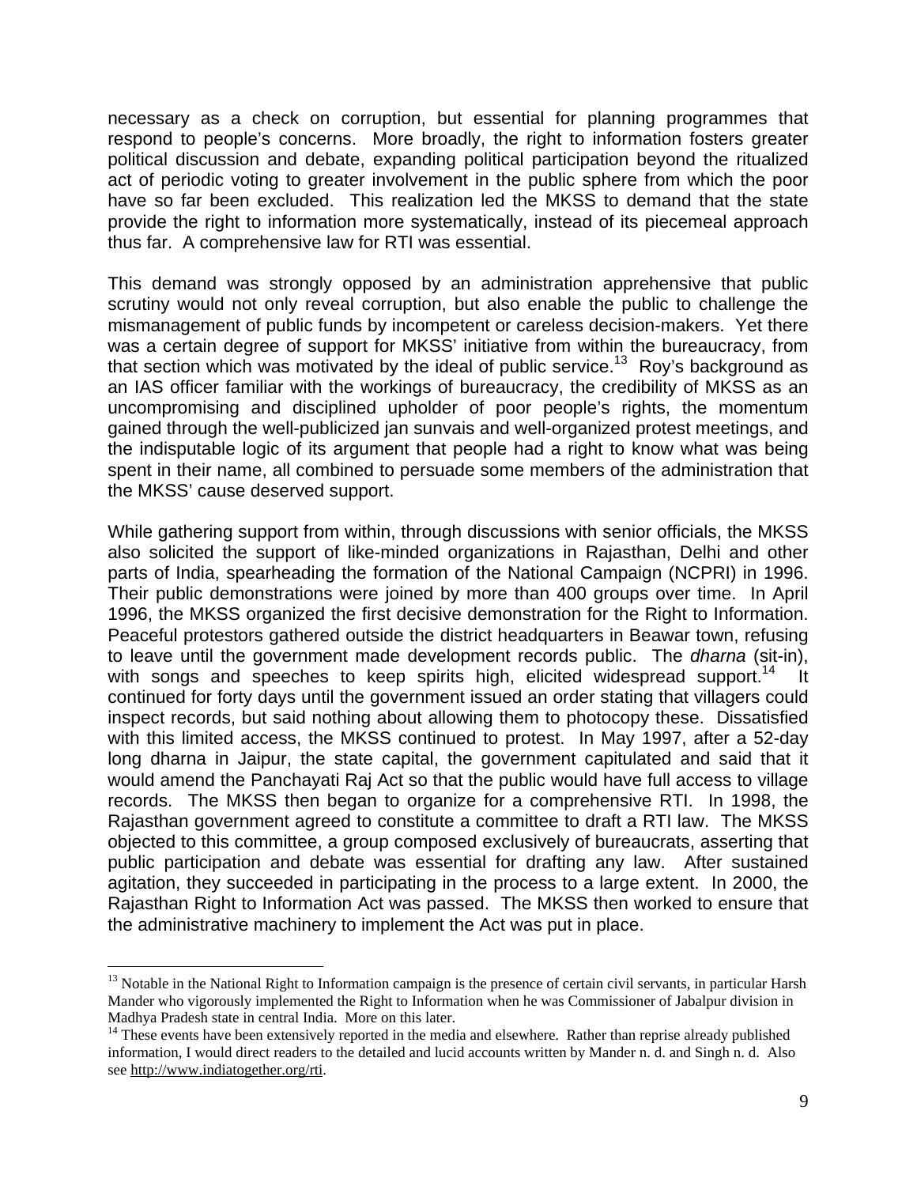necessary as a check on corruption, but essential for planning programmes that respond to people's concerns. More broadly, the right to information fosters greater political discussion and debate, expanding political participation beyond the ritualized act of periodic voting to greater involvement in the public sphere from which the poor have so far been excluded. This realization led the MKSS to demand that the state provide the right to information more systematically, instead of its piecemeal approach thus far. A comprehensive law for RTI was essential.

This demand was strongly opposed by an administration apprehensive that public scrutiny would not only reveal corruption, but also enable the public to challenge the mismanagement of public funds by incompetent or careless decision-makers. Yet there was a certain degree of support for MKSS' initiative from within the bureaucracy, from that section which was motivated by the ideal of public service.[13] Roy's background as an IAS officer familiar with the workings of bureaucracy, the credibility of MKSS as an uncompromising and disciplined upholder of poor people's rights, the momentum gained through the well-publicized jan sunvais and well-organized protest meetings, and the indisputable logic of its argument that people had a right to know what was being spent in their name, all combined to persuade some members of the administration that the MKSS' cause deserved support.

While gathering support from within, through discussions with senior officials, the MKSS also solicited the support of like-minded organizations in Rajasthan, Delhi and other parts of India, spearheading the formation of the National Campaign (NCPRI) in 1996. Their public demonstrations were joined by more than 400 groups over time. In April 1996, the MKSS organized the first decisive demonstration for the Right to Information. Peaceful protestors gathered outside the district headquarters in Beawar town, refusing to leave until the government made development records public. The *dharna* (sit-in), with songs and speeches to keep spirits high, elicited widespread support.[14] It continued for forty days until the government issued an order stating that villagers could inspect records, but said nothing about allowing them to photocopy these. Dissatisfied with this limited access, the MKSS continued to protest. In May 1997, after a 52-day long dharna in Jaipur, the state capital, the government capitulated and said that it would amend the Panchayati Raj Act so that the public would have full access to village records. The MKSS then began to organize for a comprehensive RTI. In 1998, the Rajasthan government agreed to constitute a committee to draft a RTI law. The MKSS objected to this committee, a group composed exclusively of bureaucrats, asserting that public participation and debate was essential for drafting any law. After sustained agitation, they succeeded in participating in the process to a large extent. In 2000, the Rajasthan Right to Information Act was passed. The MKSS then worked to ensure that the administrative machinery to implement the Act was put in place.

---

[13] Notable in the National Right to Information campaign is the presence of certain civil servants, in particular Harsh Mander who vigorously implemented the Right to Information when he was Commissioner of Jabalpur division in Madhya Pradesh state in central India. More on this later.

[14] These events have been extensively reported in the media and elsewhere. Rather than reprise already published information, I would direct readers to the detailed and lucid accounts written by Mander n. d. and Singh n. d. Also see http://www.indiatogether.org/rti.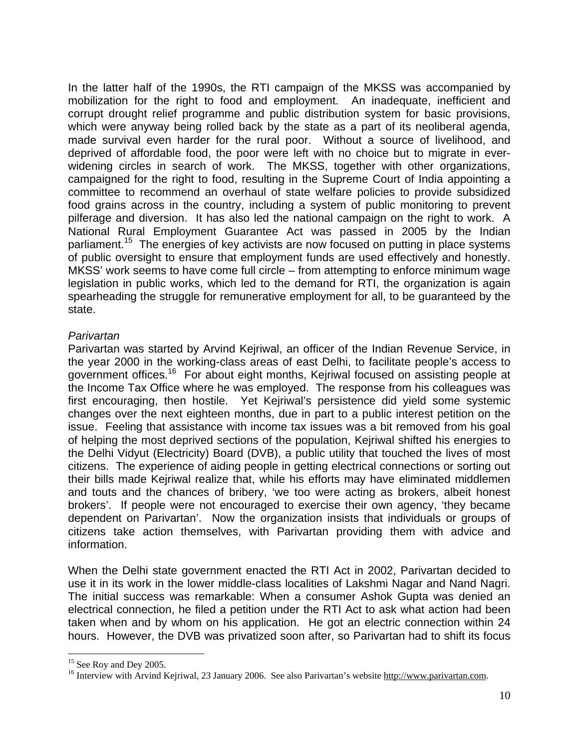In the latter half of the 1990s, the RTI campaign of the MKSS was accompanied by mobilization for the right to food and employment. An inadequate, inefficient and corrupt drought relief programme and public distribution system for basic provisions, which were anyway being rolled back by the state as a part of its neoliberal agenda, made survival even harder for the rural poor. Without a source of livelihood, and deprived of affordable food, the poor were left with no choice but to migrate in ever-widening circles in search of work. The MKSS, together with other organizations, campaigned for the right to food, resulting in the Supreme Court of India appointing a committee to recommend an overhaul of state welfare policies to provide subsidized food grains across in the country, including a system of public monitoring to prevent pilferage and diversion. It has also led the national campaign on the right to work. A National Rural Employment Guarantee Act was passed in 2005 by the Indian parliament.[15] The energies of key activists are now focused on putting in place systems of public oversight to ensure that employment funds are used effectively and honestly. MKSS' work seems to have come full circle – from attempting to enforce minimum wage legislation in public works, which led to the demand for RTI, the organization is again spearheading the struggle for remunerative employment for all, to be guaranteed by the state.

*Parivartan*

Parivartan was started by Arvind Kejriwal, an officer of the Indian Revenue Service, in the year 2000 in the working-class areas of east Delhi, to facilitate people's access to government offices.[16] For about eight months, Kejriwal focused on assisting people at the Income Tax Office where he was employed. The response from his colleagues was first encouraging, then hostile. Yet Kejriwal's persistence did yield some systemic changes over the next eighteen months, due in part to a public interest petition on the issue. Feeling that assistance with income tax issues was a bit removed from his goal of helping the most deprived sections of the population, Kejriwal shifted his energies to the Delhi Vidyut (Electricity) Board (DVB), a public utility that touched the lives of most citizens. The experience of aiding people in getting electrical connections or sorting out their bills made Kejriwal realize that, while his efforts may have eliminated middlemen and touts and the chances of bribery, 'we too were acting as brokers, albeit honest brokers'. If people were not encouraged to exercise their own agency, 'they became dependent on Parivartan'. Now the organization insists that individuals or groups of citizens take action themselves, with Parivartan providing them with advice and information.

When the Delhi state government enacted the RTI Act in 2002, Parivartan decided to use it in its work in the lower middle-class localities of Lakshmi Nagar and Nand Nagri. The initial success was remarkable: When a consumer Ashok Gupta was denied an electrical connection, he filed a petition under the RTI Act to ask what action had been taken when and by whom on his application. He got an electric connection within 24 hours. However, the DVB was privatized soon after, so Parivartan had to shift its focus

---

[15] See Roy and Dey 2005.

[16] Interview with Arvind Kejriwal, 23 January 2006. See also Parivartan's website http://www.parivartan.com.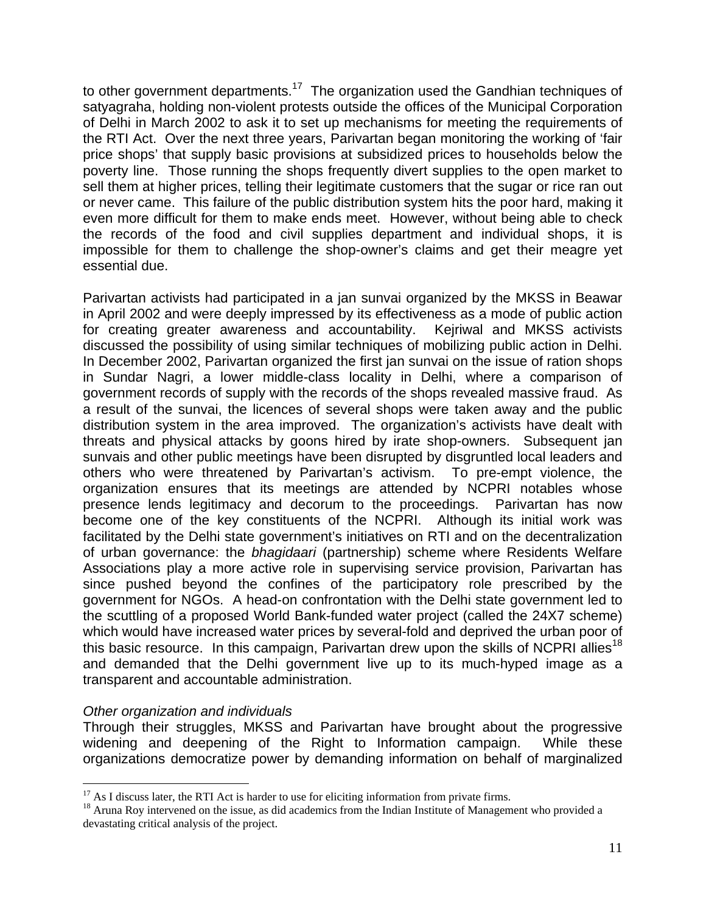to other government departments.[17] The organization used the Gandhian techniques of satyagraha, holding non-violent protests outside the offices of the Municipal Corporation of Delhi in March 2002 to ask it to set up mechanisms for meeting the requirements of the RTI Act. Over the next three years, Parivartan began monitoring the working of 'fair price shops' that supply basic provisions at subsidized prices to households below the poverty line. Those running the shops frequently divert supplies to the open market to sell them at higher prices, telling their legitimate customers that the sugar or rice ran out or never came. This failure of the public distribution system hits the poor hard, making it even more difficult for them to make ends meet. However, without being able to check the records of the food and civil supplies department and individual shops, it is impossible for them to challenge the shop-owner's claims and get their meagre yet essential due.

Parivartan activists had participated in a jan sunvai organized by the MKSS in Beawar in April 2002 and were deeply impressed by its effectiveness as a mode of public action for creating greater awareness and accountability. Kejriwal and MKSS activists discussed the possibility of using similar techniques of mobilizing public action in Delhi. In December 2002, Parivartan organized the first jan sunvai on the issue of ration shops in Sundar Nagri, a lower middle-class locality in Delhi, where a comparison of government records of supply with the records of the shops revealed massive fraud. As a result of the sunvai, the licences of several shops were taken away and the public distribution system in the area improved. The organization's activists have dealt with threats and physical attacks by goons hired by irate shop-owners. Subsequent jan sunvais and other public meetings have been disrupted by disgruntled local leaders and others who were threatened by Parivartan's activism. To pre-empt violence, the organization ensures that its meetings are attended by NCPRI notables whose presence lends legitimacy and decorum to the proceedings. Parivartan has now become one of the key constituents of the NCPRI. Although its initial work was facilitated by the Delhi state government's initiatives on RTI and on the decentralization of urban governance: the *bhagidaari* (partnership) scheme where Residents Welfare Associations play a more active role in supervising service provision, Parivartan has since pushed beyond the confines of the participatory role prescribed by the government for NGOs. A head-on confrontation with the Delhi state government led to the scuttling of a proposed World Bank-funded water project (called the 24X7 scheme) which would have increased water prices by several-fold and deprived the urban poor of this basic resource. In this campaign, Parivartan drew upon the skills of NCPRI allies[18] and demanded that the Delhi government live up to its much-hyped image as a transparent and accountable administration.

*Other organization and individuals*

Through their struggles, MKSS and Parivartan have brought about the progressive widening and deepening of the Right to Information campaign. While these organizations democratize power by demanding information on behalf of marginalized

---

[17] As I discuss later, the RTI Act is harder to use for eliciting information from private firms.

[18] Aruna Roy intervened on the issue, as did academics from the Indian Institute of Management who provided a devastating critical analysis of the project.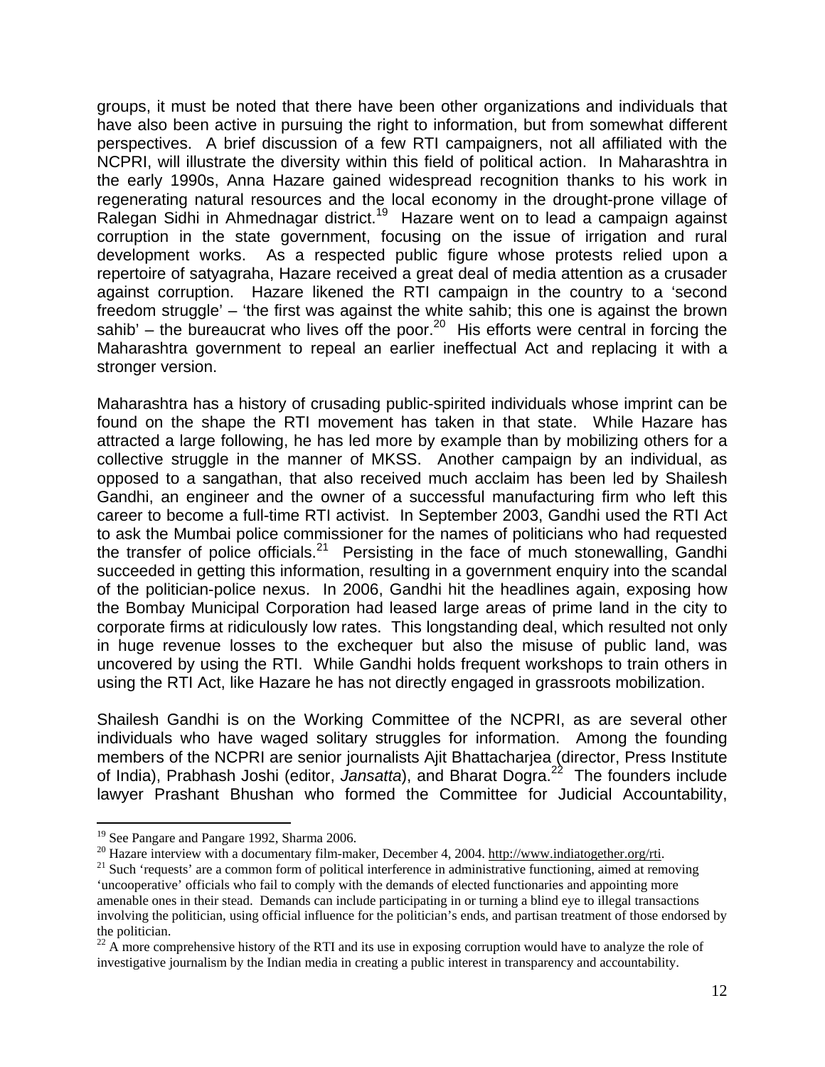groups, it must be noted that there have been other organizations and individuals that have also been active in pursuing the right to information, but from somewhat different perspectives. A brief discussion of a few RTI campaigners, not all affiliated with the NCPRI, will illustrate the diversity within this field of political action. In Maharashtra in the early 1990s, Anna Hazare gained widespread recognition thanks to his work in regenerating natural resources and the local economy in the drought-prone village of Ralegan Sidhi in Ahmednagar district.[19] Hazare went on to lead a campaign against corruption in the state government, focusing on the issue of irrigation and rural development works. As a respected public figure whose protests relied upon a repertoire of satyagraha, Hazare received a great deal of media attention as a crusader against corruption. Hazare likened the RTI campaign in the country to a 'second freedom struggle' – 'the first was against the white sahib; this one is against the brown sahib' – the bureaucrat who lives off the poor.[20] His efforts were central in forcing the Maharashtra government to repeal an earlier ineffectual Act and replacing it with a stronger version.

Maharashtra has a history of crusading public-spirited individuals whose imprint can be found on the shape the RTI movement has taken in that state. While Hazare has attracted a large following, he has led more by example than by mobilizing others for a collective struggle in the manner of MKSS. Another campaign by an individual, as opposed to a sangathan, that also received much acclaim has been led by Shailesh Gandhi, an engineer and the owner of a successful manufacturing firm who left this career to become a full-time RTI activist. In September 2003, Gandhi used the RTI Act to ask the Mumbai police commissioner for the names of politicians who had requested the transfer of police officials.[21] Persisting in the face of much stonewalling, Gandhi succeeded in getting this information, resulting in a government enquiry into the scandal of the politician-police nexus. In 2006, Gandhi hit the headlines again, exposing how the Bombay Municipal Corporation had leased large areas of prime land in the city to corporate firms at ridiculously low rates. This longstanding deal, which resulted not only in huge revenue losses to the exchequer but also the misuse of public land, was uncovered by using the RTI. While Gandhi holds frequent workshops to train others in using the RTI Act, like Hazare he has not directly engaged in grassroots mobilization.

Shailesh Gandhi is on the Working Committee of the NCPRI, as are several other individuals who have waged solitary struggles for information. Among the founding members of the NCPRI are senior journalists Ajit Bhattacharjea (director, Press Institute of India), Prabhash Joshi (editor, *Jansatta*), and Bharat Dogra.[22] The founders include lawyer Prashant Bhushan who formed the Committee for Judicial Accountability,

---

[19] See Pangare and Pangare 1992, Sharma 2006.

[20] Hazare interview with a documentary film-maker, December 4, 2004. http://www.indiatogether.org/rti.

[21] Such 'requests' are a common form of political interference in administrative functioning, aimed at removing 'uncooperative' officials who fail to comply with the demands of elected functionaries and appointing more amenable ones in their stead. Demands can include participating in or turning a blind eye to illegal transactions involving the politician, using official influence for the politician's ends, and partisan treatment of those endorsed by the politician.

[22] A more comprehensive history of the RTI and its use in exposing corruption would have to analyze the role of investigative journalism by the Indian media in creating a public interest in transparency and accountability.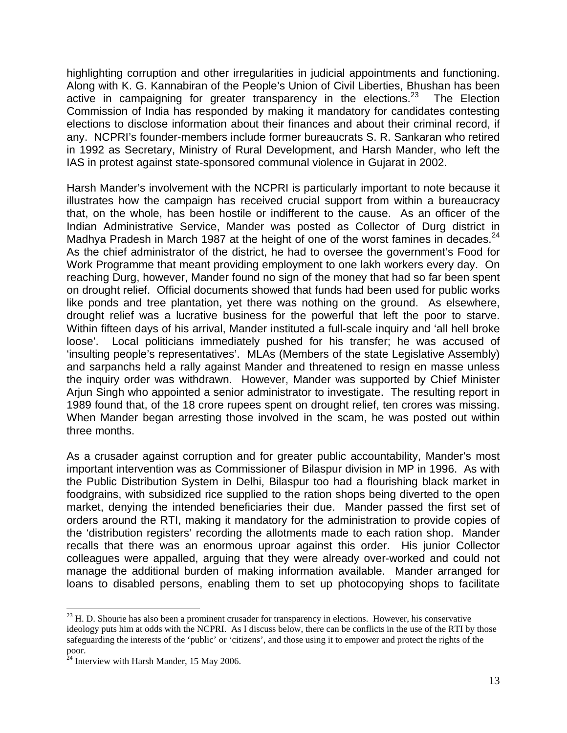highlighting corruption and other irregularities in judicial appointments and functioning. Along with K. G. Kannabiran of the People's Union of Civil Liberties, Bhushan has been active in campaigning for greater transparency in the elections.[23] The Election Commission of India has responded by making it mandatory for candidates contesting elections to disclose information about their finances and about their criminal record, if any. NCPRI's founder-members include former bureaucrats S. R. Sankaran who retired in 1992 as Secretary, Ministry of Rural Development, and Harsh Mander, who left the IAS in protest against state-sponsored communal violence in Gujarat in 2002.

Harsh Mander's involvement with the NCPRI is particularly important to note because it illustrates how the campaign has received crucial support from within a bureaucracy that, on the whole, has been hostile or indifferent to the cause. As an officer of the Indian Administrative Service, Mander was posted as Collector of Durg district in Madhya Pradesh in March 1987 at the height of one of the worst famines in decades.[24] As the chief administrator of the district, he had to oversee the government's Food for Work Programme that meant providing employment to one lakh workers every day. On reaching Durg, however, Mander found no sign of the money that had so far been spent on drought relief. Official documents showed that funds had been used for public works like ponds and tree plantation, yet there was nothing on the ground. As elsewhere, drought relief was a lucrative business for the powerful that left the poor to starve. Within fifteen days of his arrival, Mander instituted a full-scale inquiry and 'all hell broke loose'. Local politicians immediately pushed for his transfer; he was accused of 'insulting people's representatives'. MLAs (Members of the state Legislative Assembly) and sarpanchs held a rally against Mander and threatened to resign en masse unless the inquiry order was withdrawn. However, Mander was supported by Chief Minister Arjun Singh who appointed a senior administrator to investigate. The resulting report in 1989 found that, of the 18 crore rupees spent on drought relief, ten crores was missing. When Mander began arresting those involved in the scam, he was posted out within three months.

As a crusader against corruption and for greater public accountability, Mander's most important intervention was as Commissioner of Bilaspur division in MP in 1996. As with the Public Distribution System in Delhi, Bilaspur too had a flourishing black market in foodgrains, with subsidized rice supplied to the ration shops being diverted to the open market, denying the intended beneficiaries their due. Mander passed the first set of orders around the RTI, making it mandatory for the administration to provide copies of the 'distribution registers' recording the allotments made to each ration shop. Mander recalls that there was an enormous uproar against this order. His junior Collector colleagues were appalled, arguing that they were already over-worked and could not manage the additional burden of making information available. Mander arranged for loans to disabled persons, enabling them to set up photocopying shops to facilitate

---

[23] H. D. Shourie has also been a prominent crusader for transparency in elections. However, his conservative ideology puts him at odds with the NCPRI. As I discuss below, there can be conflicts in the use of the RTI by those safeguarding the interests of the 'public' or 'citizens', and those using it to empower and protect the rights of the poor.

[24] Interview with Harsh Mander, 15 May 2006.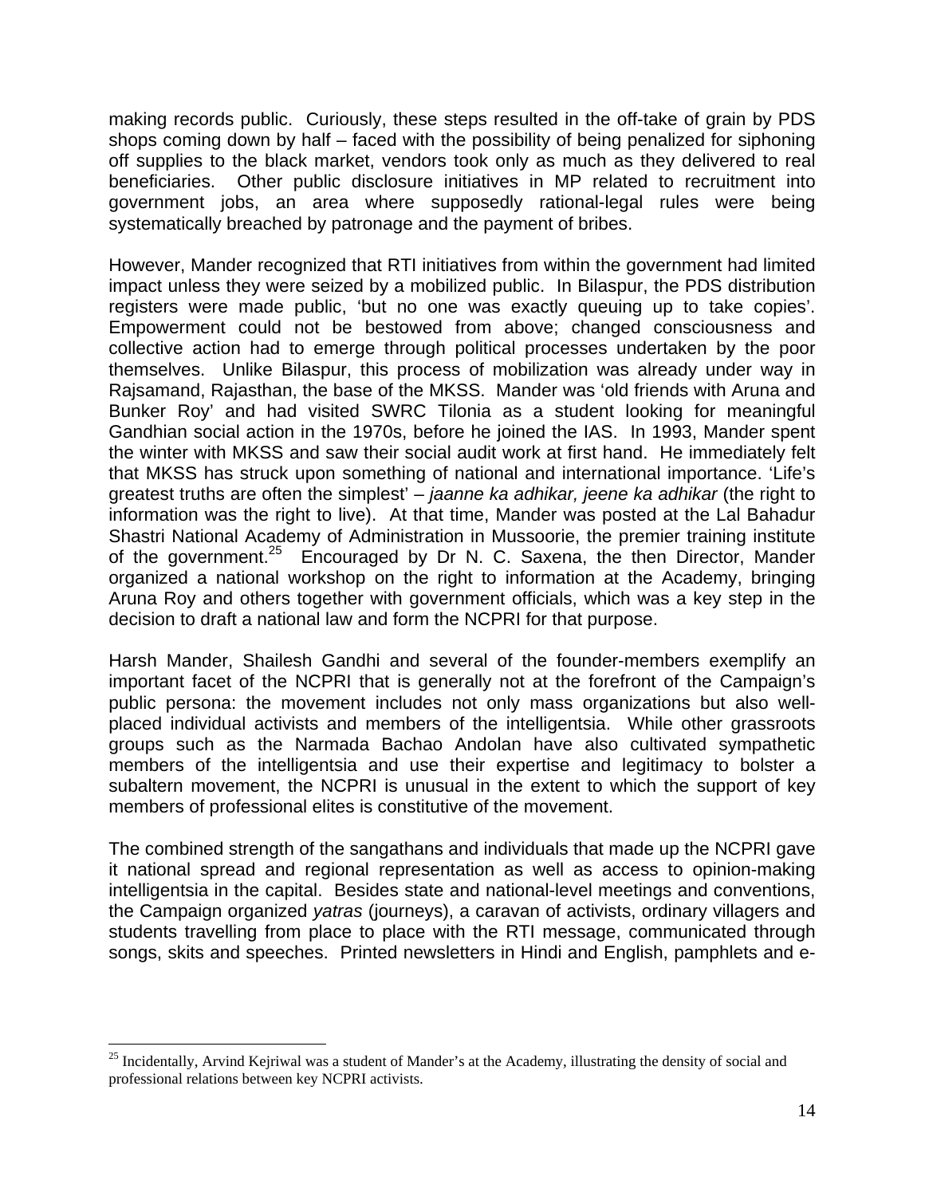making records public. Curiously, these steps resulted in the off-take of grain by PDS shops coming down by half – faced with the possibility of being penalized for siphoning off supplies to the black market, vendors took only as much as they delivered to real beneficiaries. Other public disclosure initiatives in MP related to recruitment into government jobs, an area where supposedly rational-legal rules were being systematically breached by patronage and the payment of bribes.

However, Mander recognized that RTI initiatives from within the government had limited impact unless they were seized by a mobilized public. In Bilaspur, the PDS distribution registers were made public, 'but no one was exactly queuing up to take copies'. Empowerment could not be bestowed from above; changed consciousness and collective action had to emerge through political processes undertaken by the poor themselves. Unlike Bilaspur, this process of mobilization was already under way in Rajsamand, Rajasthan, the base of the MKSS. Mander was 'old friends with Aruna and Bunker Roy' and had visited SWRC Tilonia as a student looking for meaningful Gandhian social action in the 1970s, before he joined the IAS. In 1993, Mander spent the winter with MKSS and saw their social audit work at first hand. He immediately felt that MKSS has struck upon something of national and international importance. 'Life's greatest truths are often the simplest' – *jaanne ka adhikar, jeene ka adhikar* (the right to information was the right to live). At that time, Mander was posted at the Lal Bahadur Shastri National Academy of Administration in Mussoorie, the premier training institute of the government.[25] Encouraged by Dr N. C. Saxena, the then Director, Mander organized a national workshop on the right to information at the Academy, bringing Aruna Roy and others together with government officials, which was a key step in the decision to draft a national law and form the NCPRI for that purpose.

Harsh Mander, Shailesh Gandhi and several of the founder-members exemplify an important facet of the NCPRI that is generally not at the forefront of the Campaign's public persona: the movement includes not only mass organizations but also well-placed individual activists and members of the intelligentsia. While other grassroots groups such as the Narmada Bachao Andolan have also cultivated sympathetic members of the intelligentsia and use their expertise and legitimacy to bolster a subaltern movement, the NCPRI is unusual in the extent to which the support of key members of professional elites is constitutive of the movement.

The combined strength of the sangathans and individuals that made up the NCPRI gave it national spread and regional representation as well as access to opinion-making intelligentsia in the capital. Besides state and national-level meetings and conventions, the Campaign organized *yatras* (journeys), a caravan of activists, ordinary villagers and students travelling from place to place with the RTI message, communicated through songs, skits and speeches. Printed newsletters in Hindi and English, pamphlets and e-

[25] Incidentally, Arvind Kejriwal was a student of Mander's at the Academy, illustrating the density of social and professional relations between key NCPRI activists.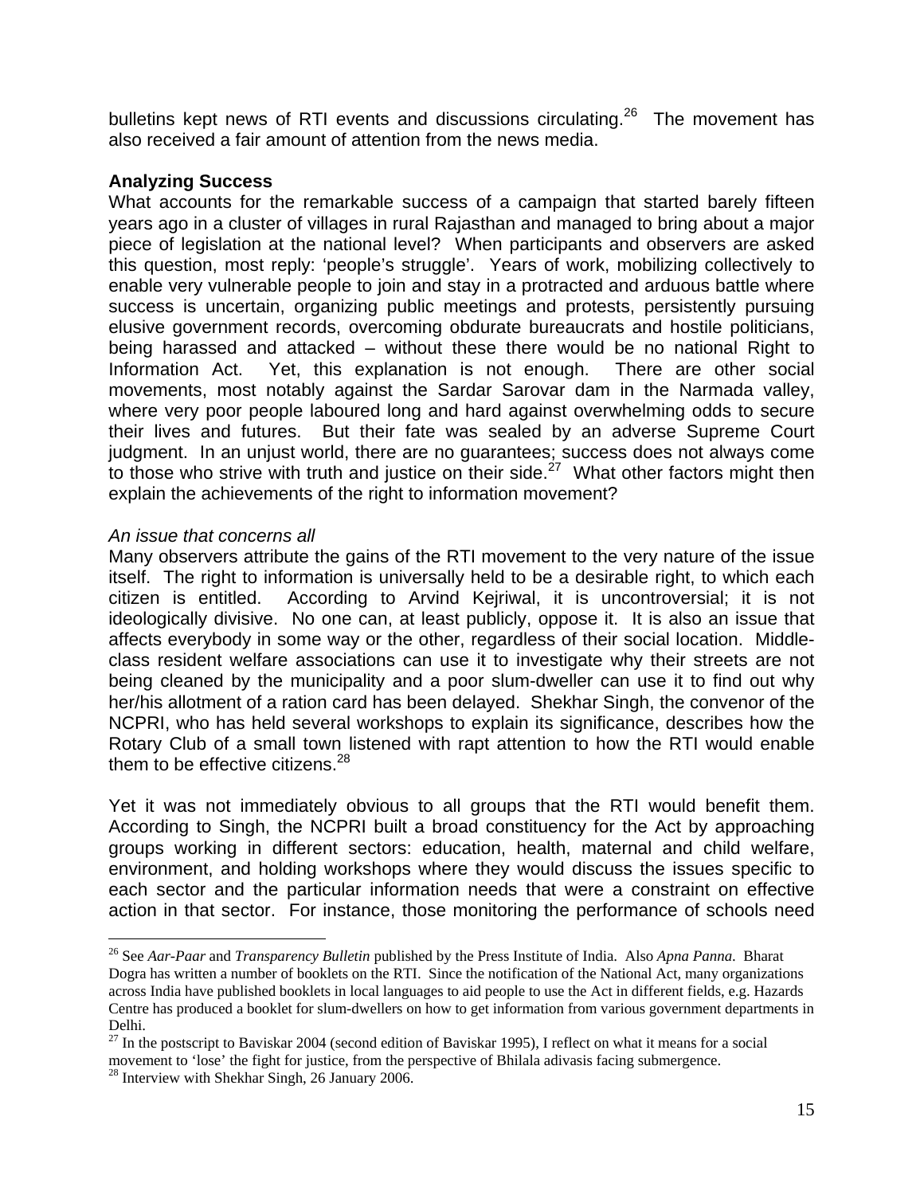bulletins kept news of RTI events and discussions circulating.[26] The movement has also received a fair amount of attention from the news media.

**Analyzing Success**

What accounts for the remarkable success of a campaign that started barely fifteen years ago in a cluster of villages in rural Rajasthan and managed to bring about a major piece of legislation at the national level? When participants and observers are asked this question, most reply: 'people's struggle'. Years of work, mobilizing collectively to enable very vulnerable people to join and stay in a protracted and arduous battle where success is uncertain, organizing public meetings and protests, persistently pursuing elusive government records, overcoming obdurate bureaucrats and hostile politicians, being harassed and attacked – without these there would be no national Right to Information Act. Yet, this explanation is not enough. There are other social movements, most notably against the Sardar Sarovar dam in the Narmada valley, where very poor people laboured long and hard against overwhelming odds to secure their lives and futures. But their fate was sealed by an adverse Supreme Court judgment. In an unjust world, there are no guarantees; success does not always come to those who strive with truth and justice on their side.[27] What other factors might then explain the achievements of the right to information movement?

*An issue that concerns all*

Many observers attribute the gains of the RTI movement to the very nature of the issue itself. The right to information is universally held to be a desirable right, to which each citizen is entitled. According to Arvind Kejriwal, it is uncontroversial; it is not ideologically divisive. No one can, at least publicly, oppose it. It is also an issue that affects everybody in some way or the other, regardless of their social location. Middle-class resident welfare associations can use it to investigate why their streets are not being cleaned by the municipality and a poor slum-dweller can use it to find out why her/his allotment of a ration card has been delayed. Shekhar Singh, the convenor of the NCPRI, who has held several workshops to explain its significance, describes how the Rotary Club of a small town listened with rapt attention to how the RTI would enable them to be effective citizens.[28]

Yet it was not immediately obvious to all groups that the RTI would benefit them. According to Singh, the NCPRI built a broad constituency for the Act by approaching groups working in different sectors: education, health, maternal and child welfare, environment, and holding workshops where they would discuss the issues specific to each sector and the particular information needs that were a constraint on effective action in that sector. For instance, those monitoring the performance of schools need

---

[26] See *Aar-Paar* and *Transparency Bulletin* published by the Press Institute of India. Also *Apna Panna.* Bharat Dogra has written a number of booklets on the RTI. Since the notification of the National Act, many organizations across India have published booklets in local languages to aid people to use the Act in different fields, e.g. Hazards Centre has produced a booklet for slum-dwellers on how to get information from various government departments in Delhi.

[27] In the postscript to Baviskar 2004 (second edition of Baviskar 1995), I reflect on what it means for a social movement to 'lose' the fight for justice, from the perspective of Bhilala adivasis facing submergence.

[28] Interview with Shekhar Singh, 26 January 2006.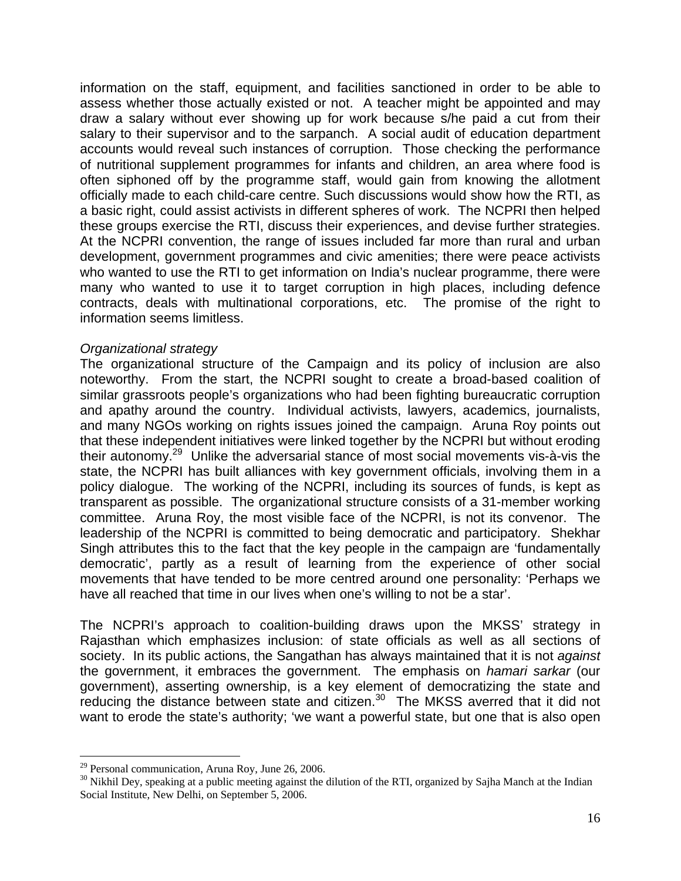information on the staff, equipment, and facilities sanctioned in order to be able to assess whether those actually existed or not. A teacher might be appointed and may draw a salary without ever showing up for work because s/he paid a cut from their salary to their supervisor and to the sarpanch. A social audit of education department accounts would reveal such instances of corruption. Those checking the performance of nutritional supplement programmes for infants and children, an area where food is often siphoned off by the programme staff, would gain from knowing the allotment officially made to each child-care centre. Such discussions would show how the RTI, as a basic right, could assist activists in different spheres of work. The NCPRI then helped these groups exercise the RTI, discuss their experiences, and devise further strategies. At the NCPRI convention, the range of issues included far more than rural and urban development, government programmes and civic amenities; there were peace activists who wanted to use the RTI to get information on India's nuclear programme, there were many who wanted to use it to target corruption in high places, including defence contracts, deals with multinational corporations, etc. The promise of the right to information seems limitless.

*Organizational strategy*

The organizational structure of the Campaign and its policy of inclusion are also noteworthy. From the start, the NCPRI sought to create a broad-based coalition of similar grassroots people's organizations who had been fighting bureaucratic corruption and apathy around the country. Individual activists, lawyers, academics, journalists, and many NGOs working on rights issues joined the campaign. Aruna Roy points out that these independent initiatives were linked together by the NCPRI but without eroding their autonomy.[29] Unlike the adversarial stance of most social movements vis-à-vis the state, the NCPRI has built alliances with key government officials, involving them in a policy dialogue. The working of the NCPRI, including its sources of funds, is kept as transparent as possible. The organizational structure consists of a 31-member working committee. Aruna Roy, the most visible face of the NCPRI, is not its convenor. The leadership of the NCPRI is committed to being democratic and participatory. Shekhar Singh attributes this to the fact that the key people in the campaign are 'fundamentally democratic', partly as a result of learning from the experience of other social movements that have tended to be more centred around one personality: 'Perhaps we have all reached that time in our lives when one's willing to not be a star'.

The NCPRI's approach to coalition-building draws upon the MKSS' strategy in Rajasthan which emphasizes inclusion: of state officials as well as all sections of society. In its public actions, the Sangathan has always maintained that it is not *against* the government, it embraces the government. The emphasis on *hamari sarkar* (our government), asserting ownership, is a key element of democratizing the state and reducing the distance between state and citizen.[30] The MKSS averred that it did not want to erode the state's authority; 'we want a powerful state, but one that is also open

[29] Personal communication, Aruna Roy, June 26, 2006.

[30] Nikhil Dey, speaking at a public meeting against the dilution of the RTI, organized by Sajha Manch at the Indian Social Institute, New Delhi, on September 5, 2006.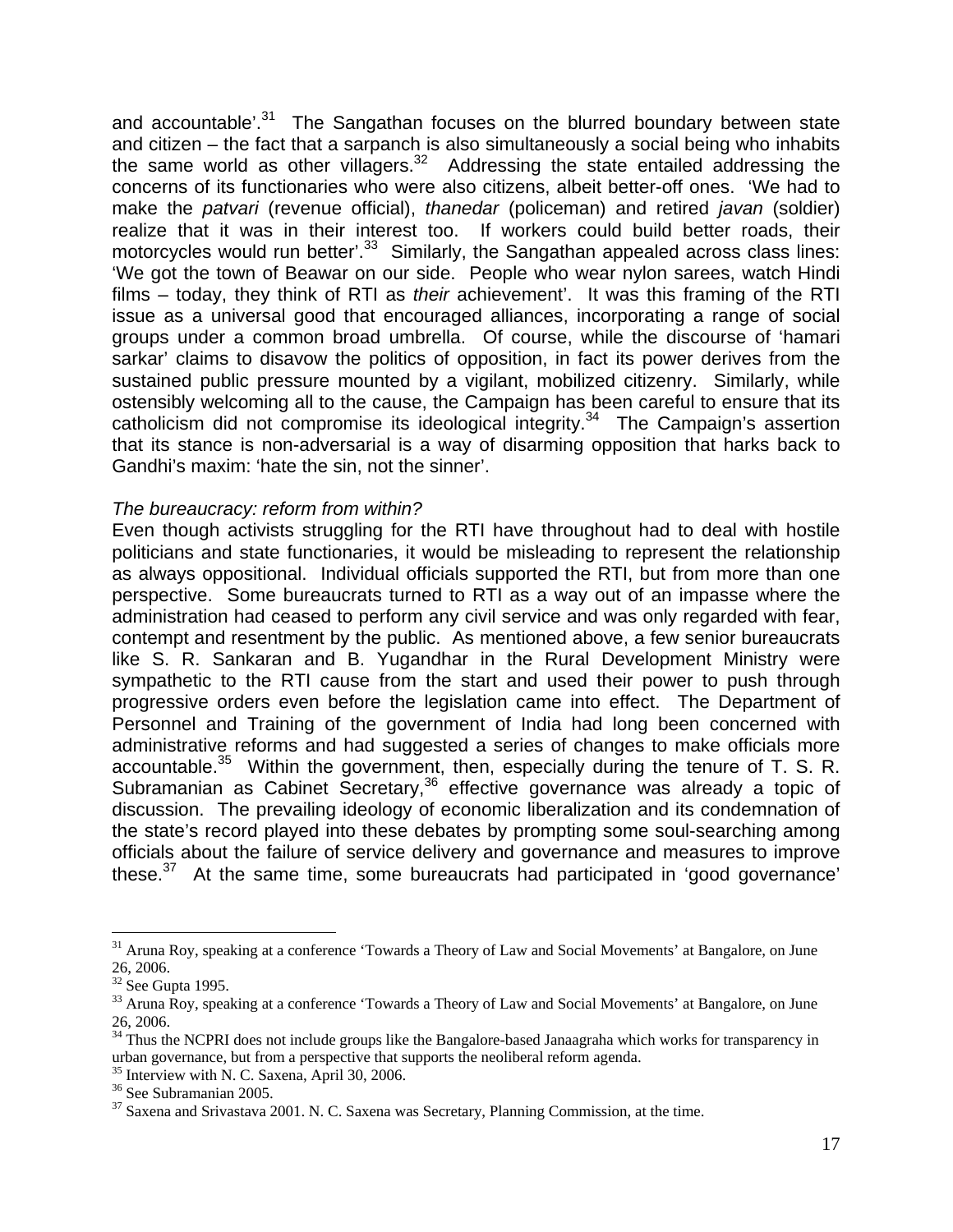and accountable'.[31] The Sangathan focuses on the blurred boundary between state and citizen – the fact that a sarpanch is also simultaneously a social being who inhabits the same world as other villagers.[32] Addressing the state entailed addressing the concerns of its functionaries who were also citizens, albeit better-off ones. 'We had to make the *patvari* (revenue official), *thanedar* (policeman) and retired *javan* (soldier) realize that it was in their interest too. If workers could build better roads, their motorcycles would run better'.[33] Similarly, the Sangathan appealed across class lines: 'We got the town of Beawar on our side. People who wear nylon sarees, watch Hindi films – today, they think of RTI as *their* achievement'. It was this framing of the RTI issue as a universal good that encouraged alliances, incorporating a range of social groups under a common broad umbrella. Of course, while the discourse of 'hamari sarkar' claims to disavow the politics of opposition, in fact its power derives from the sustained public pressure mounted by a vigilant, mobilized citizenry. Similarly, while ostensibly welcoming all to the cause, the Campaign has been careful to ensure that its catholicism did not compromise its ideological integrity.[34] The Campaign's assertion that its stance is non-adversarial is a way of disarming opposition that harks back to Gandhi's maxim: 'hate the sin, not the sinner'.

*The bureaucracy: reform from within?*

Even though activists struggling for the RTI have throughout had to deal with hostile politicians and state functionaries, it would be misleading to represent the relationship as always oppositional. Individual officials supported the RTI, but from more than one perspective. Some bureaucrats turned to RTI as a way out of an impasse where the administration had ceased to perform any civil service and was only regarded with fear, contempt and resentment by the public. As mentioned above, a few senior bureaucrats like S. R. Sankaran and B. Yugandhar in the Rural Development Ministry were sympathetic to the RTI cause from the start and used their power to push through progressive orders even before the legislation came into effect. The Department of Personnel and Training of the government of India had long been concerned with administrative reforms and had suggested a series of changes to make officials more accountable.[35] Within the government, then, especially during the tenure of T. S. R. Subramanian as Cabinet Secretary,[36] effective governance was already a topic of discussion. The prevailing ideology of economic liberalization and its condemnation of the state's record played into these debates by prompting some soul-searching among officials about the failure of service delivery and governance and measures to improve these.[37] At the same time, some bureaucrats had participated in 'good governance'

[31] Aruna Roy, speaking at a conference 'Towards a Theory of Law and Social Movements' at Bangalore, on June 26, 2006.

[32] See Gupta 1995.

[33] Aruna Roy, speaking at a conference 'Towards a Theory of Law and Social Movements' at Bangalore, on June 26, 2006.

[34] Thus the NCPRI does not include groups like the Bangalore-based Janaagraha which works for transparency in urban governance, but from a perspective that supports the neoliberal reform agenda.

[35] Interview with N. C. Saxena, April 30, 2006.

[36] See Subramanian 2005.

[37] Saxena and Srivastava 2001. N. C. Saxena was Secretary, Planning Commission, at the time.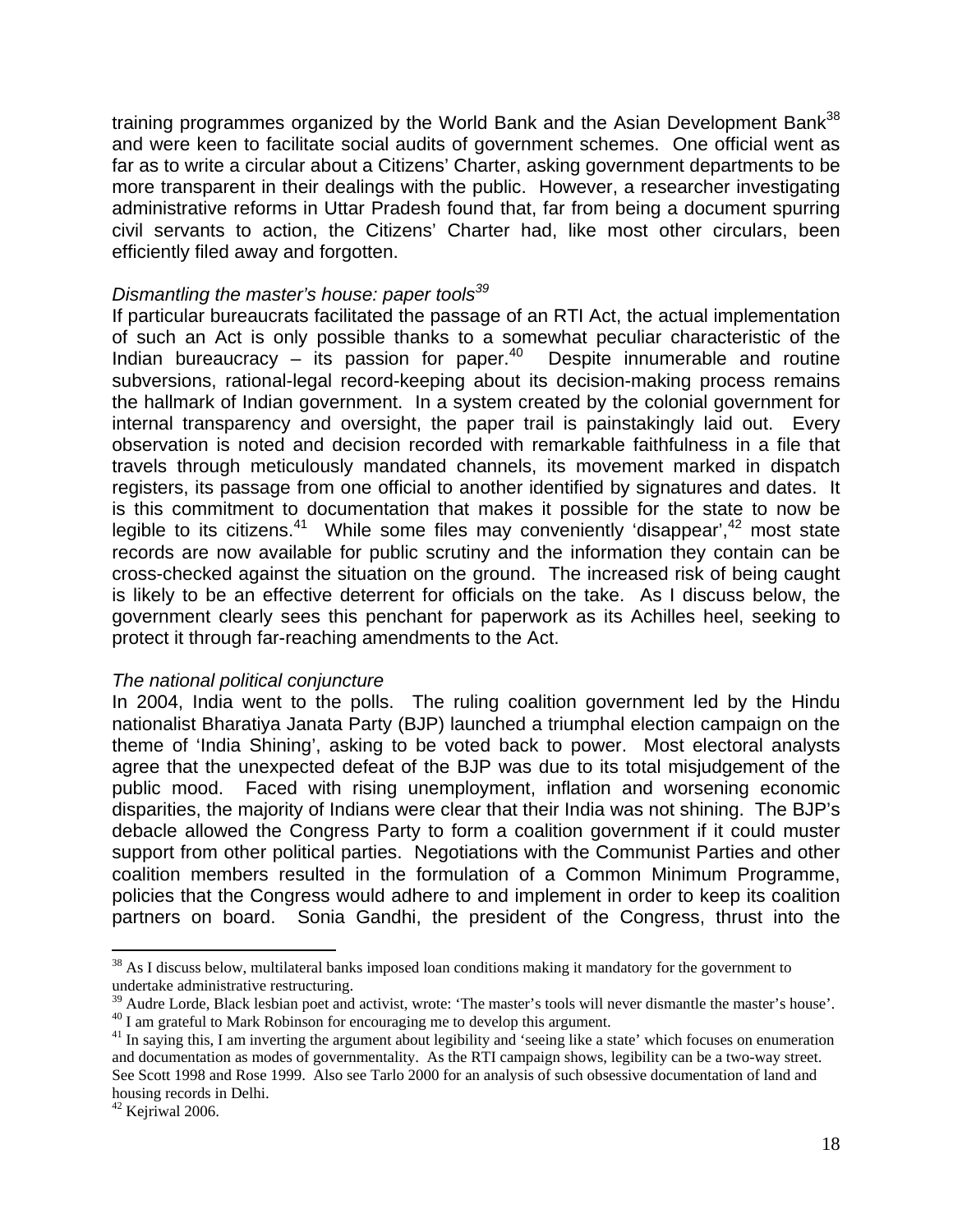training programmes organized by the World Bank and the Asian Development Bank[38] and were keen to facilitate social audits of government schemes. One official went as far as to write a circular about a Citizens' Charter, asking government departments to be more transparent in their dealings with the public. However, a researcher investigating administrative reforms in Uttar Pradesh found that, far from being a document spurring civil servants to action, the Citizens' Charter had, like most other circulars, been efficiently filed away and forgotten.

*Dismantling the master's house: paper tools*[39]

If particular bureaucrats facilitated the passage of an RTI Act, the actual implementation of such an Act is only possible thanks to a somewhat peculiar characteristic of the Indian bureaucracy – its passion for paper.[40] Despite innumerable and routine subversions, rational-legal record-keeping about its decision-making process remains the hallmark of Indian government. In a system created by the colonial government for internal transparency and oversight, the paper trail is painstakingly laid out. Every observation is noted and decision recorded with remarkable faithfulness in a file that travels through meticulously mandated channels, its movement marked in dispatch registers, its passage from one official to another identified by signatures and dates. It is this commitment to documentation that makes it possible for the state to now be legible to its citizens.[41] While some files may conveniently 'disappear',[42] most state records are now available for public scrutiny and the information they contain can be cross-checked against the situation on the ground. The increased risk of being caught is likely to be an effective deterrent for officials on the take. As I discuss below, the government clearly sees this penchant for paperwork as its Achilles heel, seeking to protect it through far-reaching amendments to the Act.

*The national political conjuncture*

In 2004, India went to the polls. The ruling coalition government led by the Hindu nationalist Bharatiya Janata Party (BJP) launched a triumphal election campaign on the theme of 'India Shining', asking to be voted back to power. Most electoral analysts agree that the unexpected defeat of the BJP was due to its total misjudgement of the public mood. Faced with rising unemployment, inflation and worsening economic disparities, the majority of Indians were clear that their India was not shining. The BJP's debacle allowed the Congress Party to form a coalition government if it could muster support from other political parties. Negotiations with the Communist Parties and other coalition members resulted in the formulation of a Common Minimum Programme, policies that the Congress would adhere to and implement in order to keep its coalition partners on board. Sonia Gandhi, the president of the Congress, thrust into the

---

[38] As I discuss below, multilateral banks imposed loan conditions making it mandatory for the government to undertake administrative restructuring.

[39] Audre Lorde, Black lesbian poet and activist, wrote: 'The master's tools will never dismantle the master's house'.

[40] I am grateful to Mark Robinson for encouraging me to develop this argument.

[41] In saying this, I am inverting the argument about legibility and 'seeing like a state' which focuses on enumeration and documentation as modes of governmentality. As the RTI campaign shows, legibility can be a two-way street. See Scott 1998 and Rose 1999. Also see Tarlo 2000 for an analysis of such obsessive documentation of land and housing records in Delhi.

[42] Kejriwal 2006.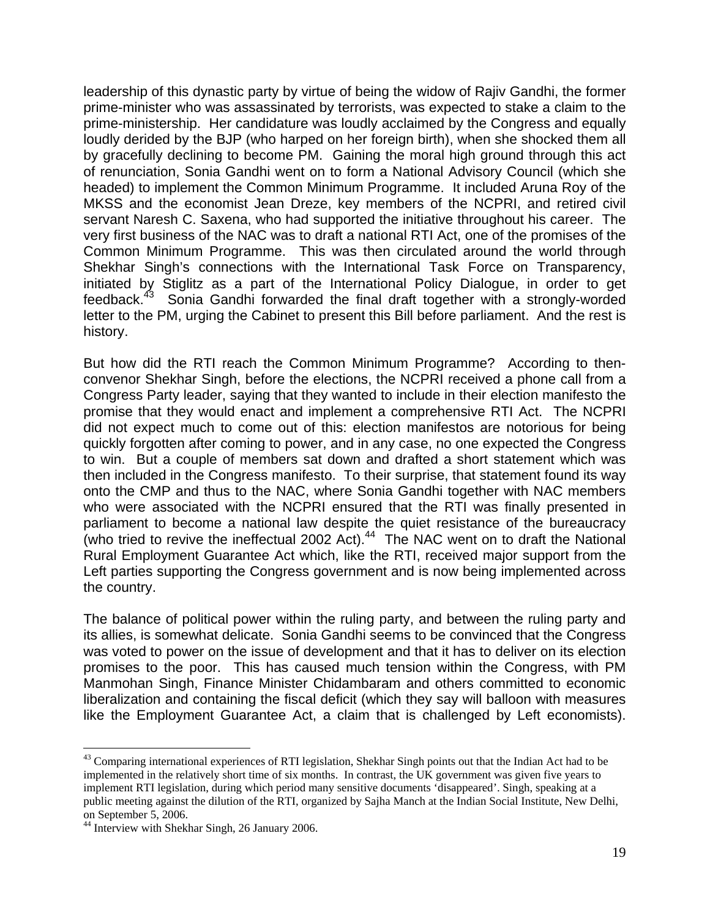leadership of this dynastic party by virtue of being the widow of Rajiv Gandhi, the former prime-minister who was assassinated by terrorists, was expected to stake a claim to the prime-ministership. Her candidature was loudly acclaimed by the Congress and equally loudly derided by the BJP (who harped on her foreign birth), when she shocked them all by gracefully declining to become PM. Gaining the moral high ground through this act of renunciation, Sonia Gandhi went on to form a National Advisory Council (which she headed) to implement the Common Minimum Programme. It included Aruna Roy of the MKSS and the economist Jean Dreze, key members of the NCPRI, and retired civil servant Naresh C. Saxena, who had supported the initiative throughout his career. The very first business of the NAC was to draft a national RTI Act, one of the promises of the Common Minimum Programme. This was then circulated around the world through Shekhar Singh's connections with the International Task Force on Transparency, initiated by Stiglitz as a part of the International Policy Dialogue, in order to get feedback.[43] Sonia Gandhi forwarded the final draft together with a strongly-worded letter to the PM, urging the Cabinet to present this Bill before parliament. And the rest is history.

But how did the RTI reach the Common Minimum Programme? According to then-convenor Shekhar Singh, before the elections, the NCPRI received a phone call from a Congress Party leader, saying that they wanted to include in their election manifesto the promise that they would enact and implement a comprehensive RTI Act. The NCPRI did not expect much to come out of this: election manifestos are notorious for being quickly forgotten after coming to power, and in any case, no one expected the Congress to win. But a couple of members sat down and drafted a short statement which was then included in the Congress manifesto. To their surprise, that statement found its way onto the CMP and thus to the NAC, where Sonia Gandhi together with NAC members who were associated with the NCPRI ensured that the RTI was finally presented in parliament to become a national law despite the quiet resistance of the bureaucracy (who tried to revive the ineffectual 2002 Act).[44] The NAC went on to draft the National Rural Employment Guarantee Act which, like the RTI, received major support from the Left parties supporting the Congress government and is now being implemented across the country.

The balance of political power within the ruling party, and between the ruling party and its allies, is somewhat delicate. Sonia Gandhi seems to be convinced that the Congress was voted to power on the issue of development and that it has to deliver on its election promises to the poor. This has caused much tension within the Congress, with PM Manmohan Singh, Finance Minister Chidambaram and others committed to economic liberalization and containing the fiscal deficit (which they say will balloon with measures like the Employment Guarantee Act, a claim that is challenged by Left economists).

---

[43] Comparing international experiences of RTI legislation, Shekhar Singh points out that the Indian Act had to be implemented in the relatively short time of six months. In contrast, the UK government was given five years to implement RTI legislation, during which period many sensitive documents 'disappeared'. Singh, speaking at a public meeting against the dilution of the RTI, organized by Sajha Manch at the Indian Social Institute, New Delhi, on September 5, 2006.

[44] Interview with Shekhar Singh, 26 January 2006.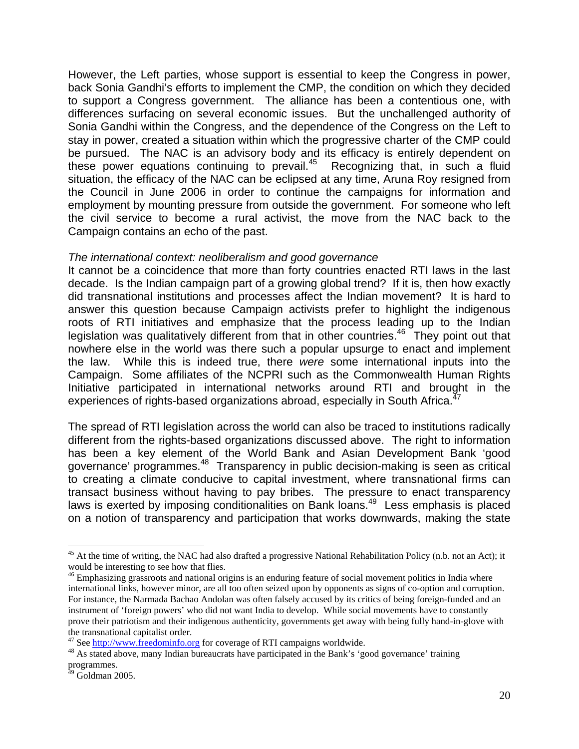However, the Left parties, whose support is essential to keep the Congress in power, back Sonia Gandhi's efforts to implement the CMP, the condition on which they decided to support a Congress government. The alliance has been a contentious one, with differences surfacing on several economic issues. But the unchallenged authority of Sonia Gandhi within the Congress, and the dependence of the Congress on the Left to stay in power, created a situation within which the progressive charter of the CMP could be pursued. The NAC is an advisory body and its efficacy is entirely dependent on these power equations continuing to prevail.[45] Recognizing that, in such a fluid situation, the efficacy of the NAC can be eclipsed at any time, Aruna Roy resigned from the Council in June 2006 in order to continue the campaigns for information and employment by mounting pressure from outside the government. For someone who left the civil service to become a rural activist, the move from the NAC back to the Campaign contains an echo of the past.

*The international context: neoliberalism and good governance*

It cannot be a coincidence that more than forty countries enacted RTI laws in the last decade. Is the Indian campaign part of a growing global trend? If it is, then how exactly did transnational institutions and processes affect the Indian movement? It is hard to answer this question because Campaign activists prefer to highlight the indigenous roots of RTI initiatives and emphasize that the process leading up to the Indian legislation was qualitatively different from that in other countries.[46] They point out that nowhere else in the world was there such a popular upsurge to enact and implement the law. While this is indeed true, there *were* some international inputs into the Campaign. Some affiliates of the NCPRI such as the Commonwealth Human Rights Initiative participated in international networks around RTI and brought in the experiences of rights-based organizations abroad, especially in South Africa.[47]

The spread of RTI legislation across the world can also be traced to institutions radically different from the rights-based organizations discussed above. The right to information has been a key element of the World Bank and Asian Development Bank 'good governance' programmes.[48] Transparency in public decision-making is seen as critical to creating a climate conducive to capital investment, where transnational firms can transact business without having to pay bribes. The pressure to enact transparency laws is exerted by imposing conditionalities on Bank loans.[49] Less emphasis is placed on a notion of transparency and participation that works downwards, making the state

---

[45] At the time of writing, the NAC had also drafted a progressive National Rehabilitation Policy (n.b. not an Act); it would be interesting to see how that flies.

[46] Emphasizing grassroots and national origins is an enduring feature of social movement politics in India where international links, however minor, are all too often seized upon by opponents as signs of co-option and corruption. For instance, the Narmada Bachao Andolan was often falsely accused by its critics of being foreign-funded and an instrument of 'foreign powers' who did not want India to develop. While social movements have to constantly prove their patriotism and their indigenous authenticity, governments get away with being fully hand-in-glove with the transnational capitalist order.

[47] See http://www.freedominfo.org for coverage of RTI campaigns worldwide.

[48] As stated above, many Indian bureaucrats have participated in the Bank's 'good governance' training programmes.

[49] Goldman 2005.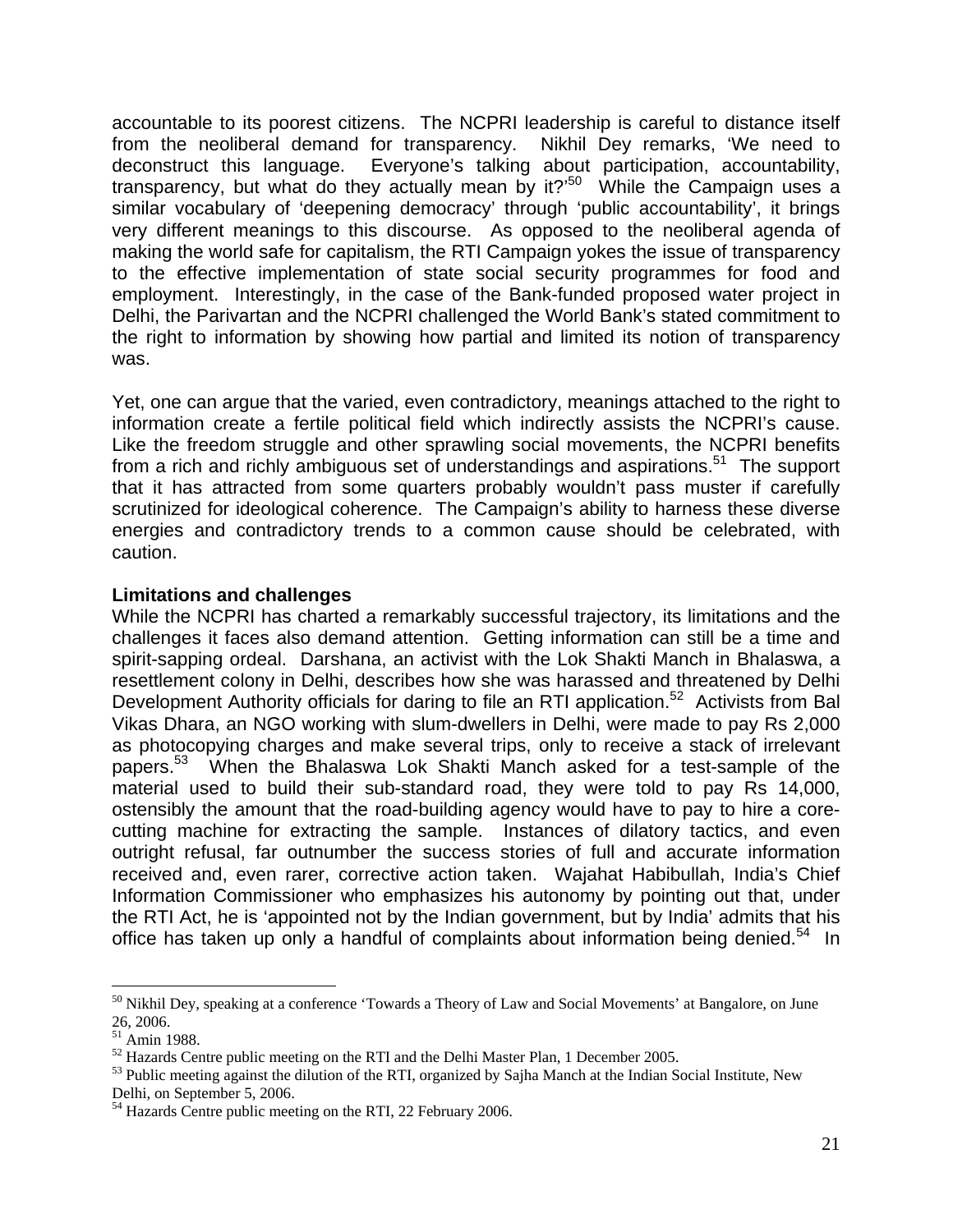accountable to its poorest citizens. The NCPRI leadership is careful to distance itself from the neoliberal demand for transparency. Nikhil Dey remarks, 'We need to deconstruct this language. Everyone's talking about participation, accountability, transparency, but what do they actually mean by it?'[50] While the Campaign uses a similar vocabulary of 'deepening democracy' through 'public accountability', it brings very different meanings to this discourse. As opposed to the neoliberal agenda of making the world safe for capitalism, the RTI Campaign yokes the issue of transparency to the effective implementation of state social security programmes for food and employment. Interestingly, in the case of the Bank-funded proposed water project in Delhi, the Parivartan and the NCPRI challenged the World Bank's stated commitment to the right to information by showing how partial and limited its notion of transparency was.

Yet, one can argue that the varied, even contradictory, meanings attached to the right to information create a fertile political field which indirectly assists the NCPRI's cause. Like the freedom struggle and other sprawling social movements, the NCPRI benefits from a rich and richly ambiguous set of understandings and aspirations.[51] The support that it has attracted from some quarters probably wouldn't pass muster if carefully scrutinized for ideological coherence. The Campaign's ability to harness these diverse energies and contradictory trends to a common cause should be celebrated, with caution.

**Limitations and challenges**

While the NCPRI has charted a remarkably successful trajectory, its limitations and the challenges it faces also demand attention. Getting information can still be a time and spirit-sapping ordeal. Darshana, an activist with the Lok Shakti Manch in Bhalaswa, a resettlement colony in Delhi, describes how she was harassed and threatened by Delhi Development Authority officials for daring to file an RTI application.[52] Activists from Bal Vikas Dhara, an NGO working with slum-dwellers in Delhi, were made to pay Rs 2,000 as photocopying charges and make several trips, only to receive a stack of irrelevant papers.[53] When the Bhalaswa Lok Shakti Manch asked for a test-sample of the material used to build their sub-standard road, they were told to pay Rs 14,000, ostensibly the amount that the road-building agency would have to pay to hire a core-cutting machine for extracting the sample. Instances of dilatory tactics, and even outright refusal, far outnumber the success stories of full and accurate information received and, even rarer, corrective action taken. Wajahat Habibullah, India's Chief Information Commissioner who emphasizes his autonomy by pointing out that, under the RTI Act, he is 'appointed not by the Indian government, but by India' admits that his office has taken up only a handful of complaints about information being denied.[54] In

---

[50] Nikhil Dey, speaking at a conference 'Towards a Theory of Law and Social Movements' at Bangalore, on June 26, 2006.

[51] Amin 1988.

[52] Hazards Centre public meeting on the RTI and the Delhi Master Plan, 1 December 2005.

[53] Public meeting against the dilution of the RTI, organized by Sajha Manch at the Indian Social Institute, New Delhi, on September 5, 2006.

[54] Hazards Centre public meeting on the RTI, 22 February 2006.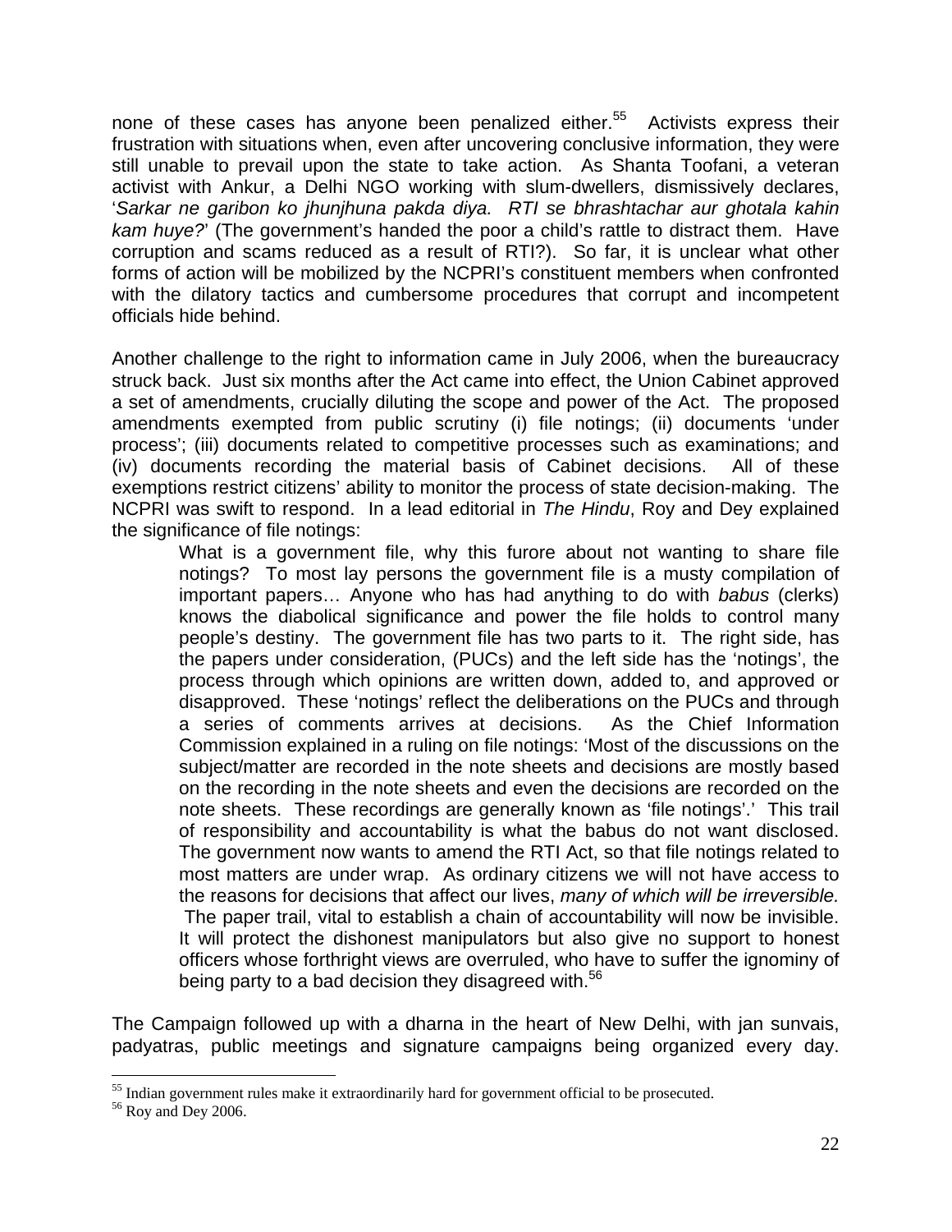none of these cases has anyone been penalized either.[55] Activists express their frustration with situations when, even after uncovering conclusive information, they were still unable to prevail upon the state to take action. As Shanta Toofani, a veteran activist with Ankur, a Delhi NGO working with slum-dwellers, dismissively declares, '*Sarkar ne garibon ko jhunjhuna pakda diya. RTI se bhrashtachar aur ghotala kahin kam huye?*' (The government's handed the poor a child's rattle to distract them. Have corruption and scams reduced as a result of RTI?). So far, it is unclear what other forms of action will be mobilized by the NCPRI's constituent members when confronted with the dilatory tactics and cumbersome procedures that corrupt and incompetent officials hide behind.

Another challenge to the right to information came in July 2006, when the bureaucracy struck back. Just six months after the Act came into effect, the Union Cabinet approved a set of amendments, crucially diluting the scope and power of the Act. The proposed amendments exempted from public scrutiny (i) file notings; (ii) documents 'under process'; (iii) documents related to competitive processes such as examinations; and (iv) documents recording the material basis of Cabinet decisions. All of these exemptions restrict citizens' ability to monitor the process of state decision-making. The NCPRI was swift to respond. In a lead editorial in *The Hindu*, Roy and Dey explained the significance of file notings:

> What is a government file, why this furore about not wanting to share file notings? To most lay persons the government file is a musty compilation of important papers… Anyone who has had anything to do with *babus* (clerks) knows the diabolical significance and power the file holds to control many people's destiny. The government file has two parts to it. The right side, has the papers under consideration, (PUCs) and the left side has the 'notings', the process through which opinions are written down, added to, and approved or disapproved. These 'notings' reflect the deliberations on the PUCs and through a series of comments arrives at decisions. As the Chief Information Commission explained in a ruling on file notings: 'Most of the discussions on the subject/matter are recorded in the note sheets and decisions are mostly based on the recording in the note sheets and even the decisions are recorded on the note sheets. These recordings are generally known as 'file notings'.' This trail of responsibility and accountability is what the babus do not want disclosed. The government now wants to amend the RTI Act, so that file notings related to most matters are under wrap. As ordinary citizens we will not have access to the reasons for decisions that affect our lives, *many of which will be irreversible.* The paper trail, vital to establish a chain of accountability will now be invisible. It will protect the dishonest manipulators but also give no support to honest officers whose forthright views are overruled, who have to suffer the ignominy of being party to a bad decision they disagreed with.[56]

The Campaign followed up with a dharna in the heart of New Delhi, with jan sunvais, padyatras, public meetings and signature campaigns being organized every day.

---

[55] Indian government rules make it extraordinarily hard for government official to be prosecuted.

[56] Roy and Dey 2006.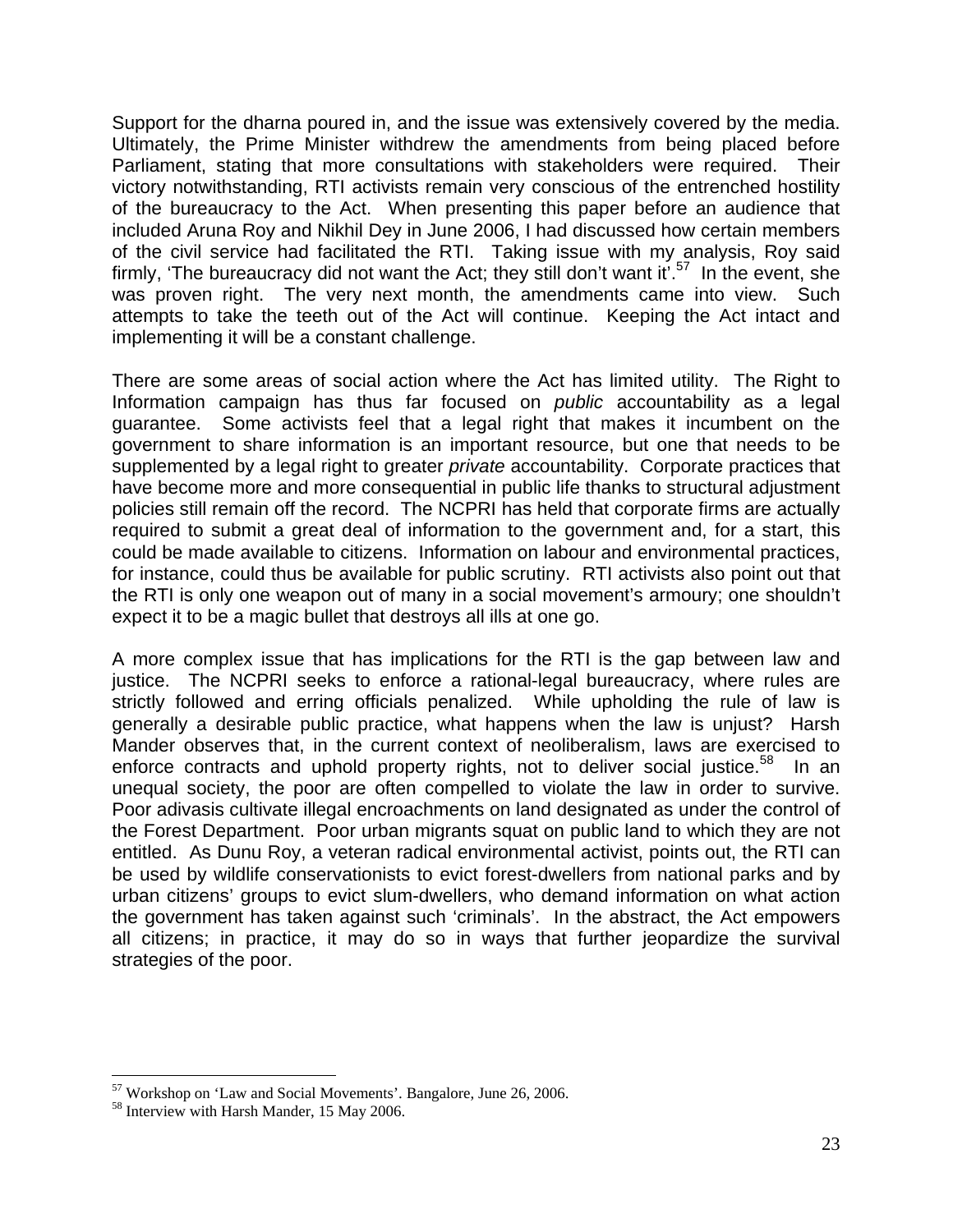Support for the dharna poured in, and the issue was extensively covered by the media. Ultimately, the Prime Minister withdrew the amendments from being placed before Parliament, stating that more consultations with stakeholders were required. Their victory notwithstanding, RTI activists remain very conscious of the entrenched hostility of the bureaucracy to the Act. When presenting this paper before an audience that included Aruna Roy and Nikhil Dey in June 2006, I had discussed how certain members of the civil service had facilitated the RTI. Taking issue with my analysis, Roy said firmly, 'The bureaucracy did not want the Act; they still don't want it'.[57] In the event, she was proven right. The very next month, the amendments came into view. Such attempts to take the teeth out of the Act will continue. Keeping the Act intact and implementing it will be a constant challenge.

There are some areas of social action where the Act has limited utility. The Right to Information campaign has thus far focused on *public* accountability as a legal guarantee. Some activists feel that a legal right that makes it incumbent on the government to share information is an important resource, but one that needs to be supplemented by a legal right to greater *private* accountability. Corporate practices that have become more and more consequential in public life thanks to structural adjustment policies still remain off the record. The NCPRI has held that corporate firms are actually required to submit a great deal of information to the government and, for a start, this could be made available to citizens. Information on labour and environmental practices, for instance, could thus be available for public scrutiny. RTI activists also point out that the RTI is only one weapon out of many in a social movement's armoury; one shouldn't expect it to be a magic bullet that destroys all ills at one go.

A more complex issue that has implications for the RTI is the gap between law and justice. The NCPRI seeks to enforce a rational-legal bureaucracy, where rules are strictly followed and erring officials penalized. While upholding the rule of law is generally a desirable public practice, what happens when the law is unjust? Harsh Mander observes that, in the current context of neoliberalism, laws are exercised to enforce contracts and uphold property rights, not to deliver social justice.[58] In an unequal society, the poor are often compelled to violate the law in order to survive. Poor adivasis cultivate illegal encroachments on land designated as under the control of the Forest Department. Poor urban migrants squat on public land to which they are not entitled. As Dunu Roy, a veteran radical environmental activist, points out, the RTI can be used by wildlife conservationists to evict forest-dwellers from national parks and by urban citizens' groups to evict slum-dwellers, who demand information on what action the government has taken against such 'criminals'. In the abstract, the Act empowers all citizens; in practice, it may do so in ways that further jeopardize the survival strategies of the poor.

---

[57] Workshop on 'Law and Social Movements'. Bangalore, June 26, 2006.

[58] Interview with Harsh Mander, 15 May 2006.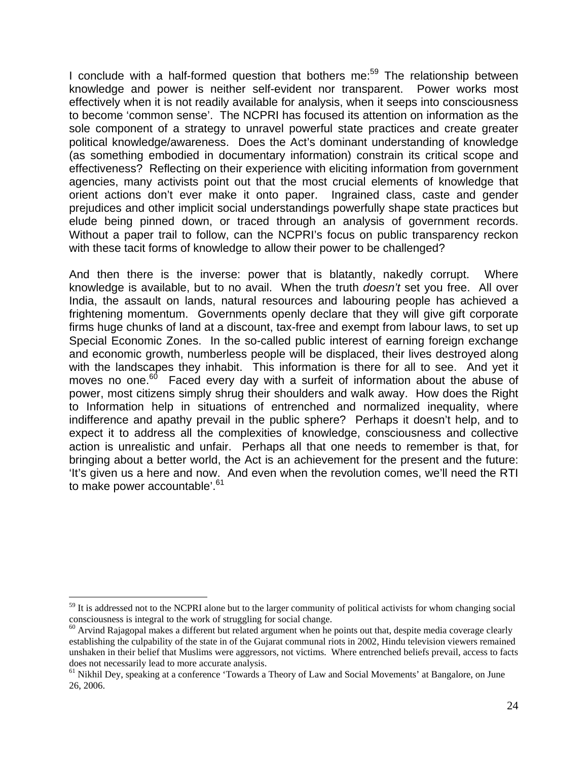I conclude with a half-formed question that bothers me:[59] The relationship between knowledge and power is neither self-evident nor transparent. Power works most effectively when it is not readily available for analysis, when it seeps into consciousness to become 'common sense'. The NCPRI has focused its attention on information as the sole component of a strategy to unravel powerful state practices and create greater political knowledge/awareness. Does the Act's dominant understanding of knowledge (as something embodied in documentary information) constrain its critical scope and effectiveness? Reflecting on their experience with eliciting information from government agencies, many activists point out that the most crucial elements of knowledge that orient actions don't ever make it onto paper. Ingrained class, caste and gender prejudices and other implicit social understandings powerfully shape state practices but elude being pinned down, or traced through an analysis of government records. Without a paper trail to follow, can the NCPRI's focus on public transparency reckon with these tacit forms of knowledge to allow their power to be challenged?

And then there is the inverse: power that is blatantly, nakedly corrupt. Where knowledge is available, but to no avail. When the truth *doesn't* set you free. All over India, the assault on lands, natural resources and labouring people has achieved a frightening momentum. Governments openly declare that they will give gift corporate firms huge chunks of land at a discount, tax-free and exempt from labour laws, to set up Special Economic Zones. In the so-called public interest of earning foreign exchange and economic growth, numberless people will be displaced, their lives destroyed along with the landscapes they inhabit. This information is there for all to see. And yet it moves no one.[60] Faced every day with a surfeit of information about the abuse of power, most citizens simply shrug their shoulders and walk away. How does the Right to Information help in situations of entrenched and normalized inequality, where indifference and apathy prevail in the public sphere? Perhaps it doesn't help, and to expect it to address all the complexities of knowledge, consciousness and collective action is unrealistic and unfair. Perhaps all that one needs to remember is that, for bringing about a better world, the Act is an achievement for the present and the future: 'It's given us a here and now. And even when the revolution comes, we'll need the RTI to make power accountable'.[61]

---

[59] It is addressed not to the NCPRI alone but to the larger community of political activists for whom changing social consciousness is integral to the work of struggling for social change.

[60] Arvind Rajagopal makes a different but related argument when he points out that, despite media coverage clearly establishing the culpability of the state in of the Gujarat communal riots in 2002, Hindu television viewers remained unshaken in their belief that Muslims were aggressors, not victims. Where entrenched beliefs prevail, access to facts does not necessarily lead to more accurate analysis.

[61] Nikhil Dey, speaking at a conference 'Towards a Theory of Law and Social Movements' at Bangalore, on June 26, 2006.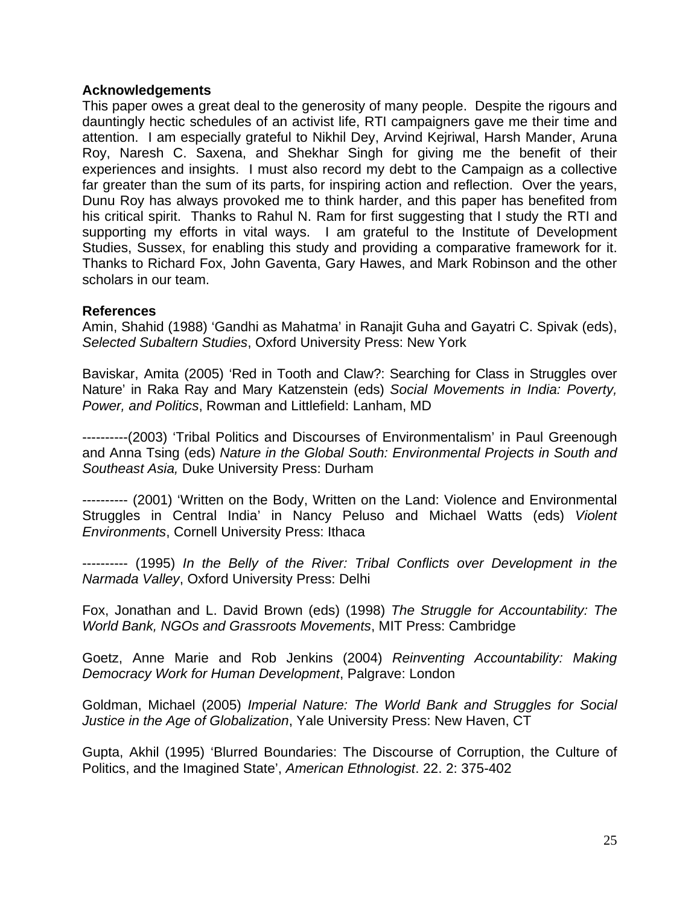**Acknowledgements**

This paper owes a great deal to the generosity of many people. Despite the rigours and dauntingly hectic schedules of an activist life, RTI campaigners gave me their time and attention. I am especially grateful to Nikhil Dey, Arvind Kejriwal, Harsh Mander, Aruna Roy, Naresh C. Saxena, and Shekhar Singh for giving me the benefit of their experiences and insights. I must also record my debt to the Campaign as a collective far greater than the sum of its parts, for inspiring action and reflection. Over the years, Dunu Roy has always provoked me to think harder, and this paper has benefited from his critical spirit. Thanks to Rahul N. Ram for first suggesting that I study the RTI and supporting my efforts in vital ways. I am grateful to the Institute of Development Studies, Sussex, for enabling this study and providing a comparative framework for it. Thanks to Richard Fox, John Gaventa, Gary Hawes, and Mark Robinson and the other scholars in our team.

**References**

Amin, Shahid (1988) 'Gandhi as Mahatma' in Ranajit Guha and Gayatri C. Spivak (eds), *Selected Subaltern Studies*, Oxford University Press: New York

Baviskar, Amita (2005) 'Red in Tooth and Claw?: Searching for Class in Struggles over Nature' in Raka Ray and Mary Katzenstein (eds) *Social Movements in India: Poverty, Power, and Politics*, Rowman and Littlefield: Lanham, MD

----------(2003) 'Tribal Politics and Discourses of Environmentalism' in Paul Greenough and Anna Tsing (eds) *Nature in the Global South: Environmental Projects in South and Southeast Asia,* Duke University Press: Durham

---------- (2001) 'Written on the Body, Written on the Land: Violence and Environmental Struggles in Central India' in Nancy Peluso and Michael Watts (eds) *Violent Environments*, Cornell University Press: Ithaca

---------- (1995) *In the Belly of the River: Tribal Conflicts over Development in the Narmada Valley*, Oxford University Press: Delhi

Fox, Jonathan and L. David Brown (eds) (1998) *The Struggle for Accountability: The World Bank, NGOs and Grassroots Movements*, MIT Press: Cambridge

Goetz, Anne Marie and Rob Jenkins (2004) *Reinventing Accountability: Making Democracy Work for Human Development*, Palgrave: London

Goldman, Michael (2005) *Imperial Nature: The World Bank and Struggles for Social Justice in the Age of Globalization*, Yale University Press: New Haven, CT

Gupta, Akhil (1995) 'Blurred Boundaries: The Discourse of Corruption, the Culture of Politics, and the Imagined State', *American Ethnologist*. 22. 2: 375-402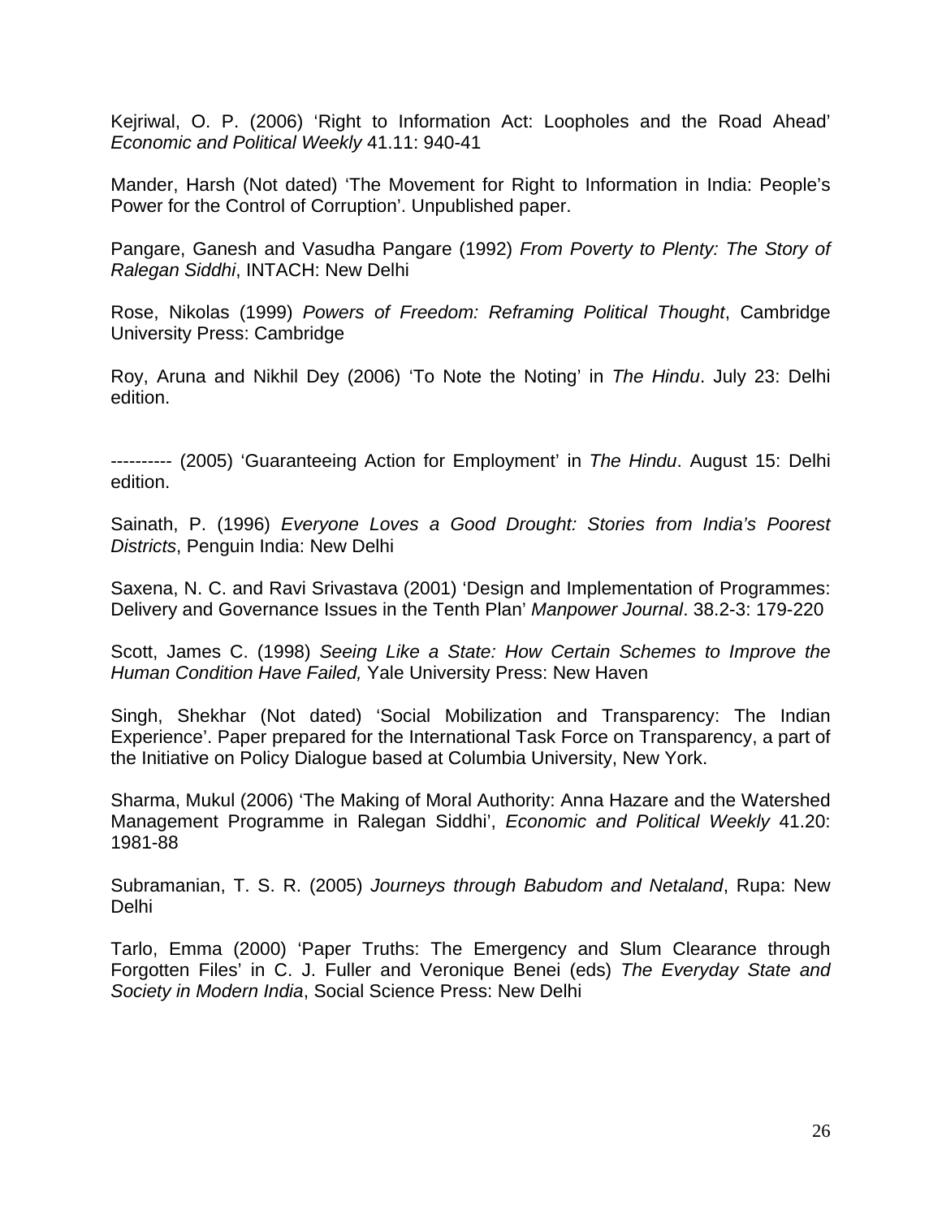Kejriwal, O. P. (2006) 'Right to Information Act: Loopholes and the Road Ahead' *Economic and Political Weekly* 41.11: 940-41

Mander, Harsh (Not dated) 'The Movement for Right to Information in India: People's Power for the Control of Corruption'. Unpublished paper.

Pangare, Ganesh and Vasudha Pangare (1992) *From Poverty to Plenty: The Story of Ralegan Siddhi*, INTACH: New Delhi

Rose, Nikolas (1999) *Powers of Freedom: Reframing Political Thought*, Cambridge University Press: Cambridge

Roy, Aruna and Nikhil Dey (2006) 'To Note the Noting' in *The Hindu*. July 23: Delhi edition.

---------- (2005) 'Guaranteeing Action for Employment' in *The Hindu*. August 15: Delhi edition.

Sainath, P. (1996) *Everyone Loves a Good Drought: Stories from India's Poorest Districts*, Penguin India: New Delhi

Saxena, N. C. and Ravi Srivastava (2001) 'Design and Implementation of Programmes: Delivery and Governance Issues in the Tenth Plan' *Manpower Journal*. 38.2-3: 179-220

Scott, James C. (1998) *Seeing Like a State: How Certain Schemes to Improve the Human Condition Have Failed,* Yale University Press: New Haven

Singh, Shekhar (Not dated) 'Social Mobilization and Transparency: The Indian Experience'. Paper prepared for the International Task Force on Transparency, a part of the Initiative on Policy Dialogue based at Columbia University, New York.

Sharma, Mukul (2006) 'The Making of Moral Authority: Anna Hazare and the Watershed Management Programme in Ralegan Siddhi', *Economic and Political Weekly* 41.20: 1981-88

Subramanian, T. S. R. (2005) *Journeys through Babudom and Netaland*, Rupa: New Delhi

Tarlo, Emma (2000) 'Paper Truths: The Emergency and Slum Clearance through Forgotten Files' in C. J. Fuller and Veronique Benei (eds) *The Everyday State and Society in Modern India*, Social Science Press: New Delhi